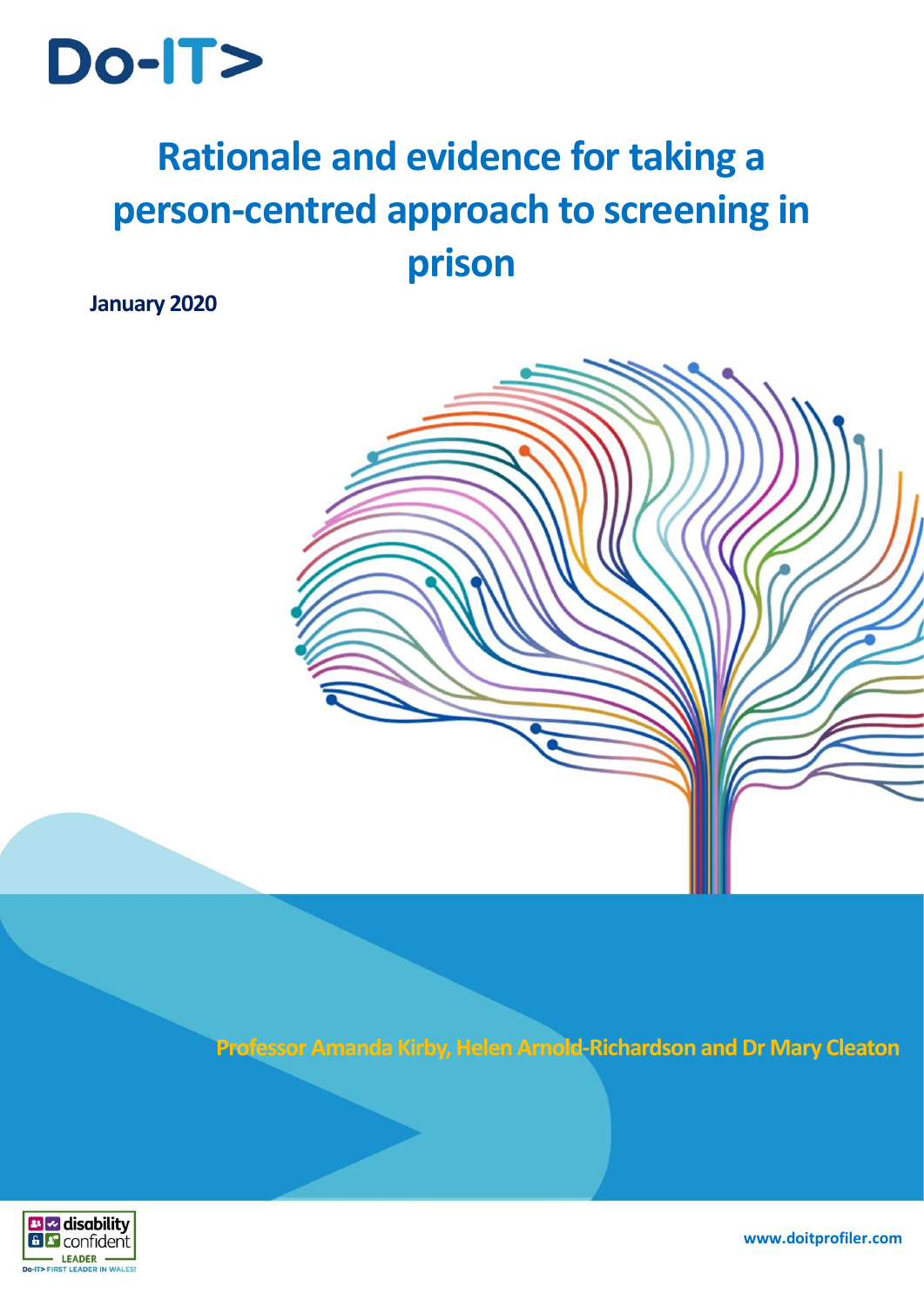Do-IT>

# Rationale and evidence for taking a person-centred approach to screening in prison

**January 2020**

**Professor Amanda Kirby, Helen Arnold-Richardson and Dr Mary Cleaton**

disability confident LEADER

Do-IT> FIRST LEADER IN WALES!

www.doitprofiler.com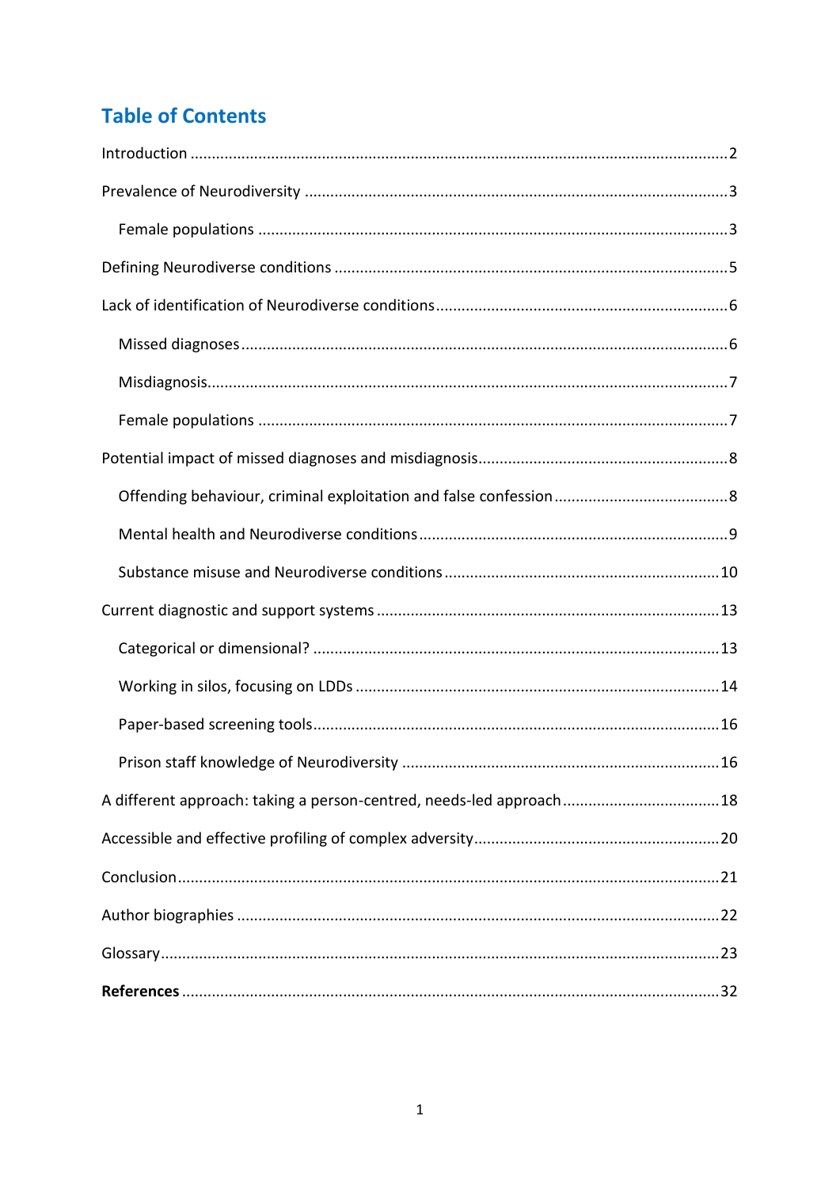## Table of Contents

Introduction ............................................................ 2

Prevalence of Neurodiversity ............................................................ 3

- Female populations ............................................................ 3

Defining Neurodiverse conditions ............................................................ 5

Lack of identification of Neurodiverse conditions ............................................................ 6

- Missed diagnoses ............................................................ 6
- Misdiagnosis ............................................................ 7
- Female populations ............................................................ 7

Potential impact of missed diagnoses and misdiagnosis ............................................................ 8

- Offending behaviour, criminal exploitation and false confession ............................................................ 8
- Mental health and Neurodiverse conditions ............................................................ 9
- Substance misuse and Neurodiverse conditions ............................................................ 10

Current diagnostic and support systems ............................................................ 13

- Categorical or dimensional? ............................................................ 13
- Working in silos, focusing on LDDs ............................................................ 14
- Paper-based screening tools ............................................................ 16
- Prison staff knowledge of Neurodiversity ............................................................ 16

A different approach: taking a person-centred, needs-led approach ............................................................ 18

Accessible and effective profiling of complex adversity ............................................................ 20

Conclusion ............................................................ 21

Author biographies ............................................................ 22

Glossary ............................................................ 23

**References** ............................................................ 32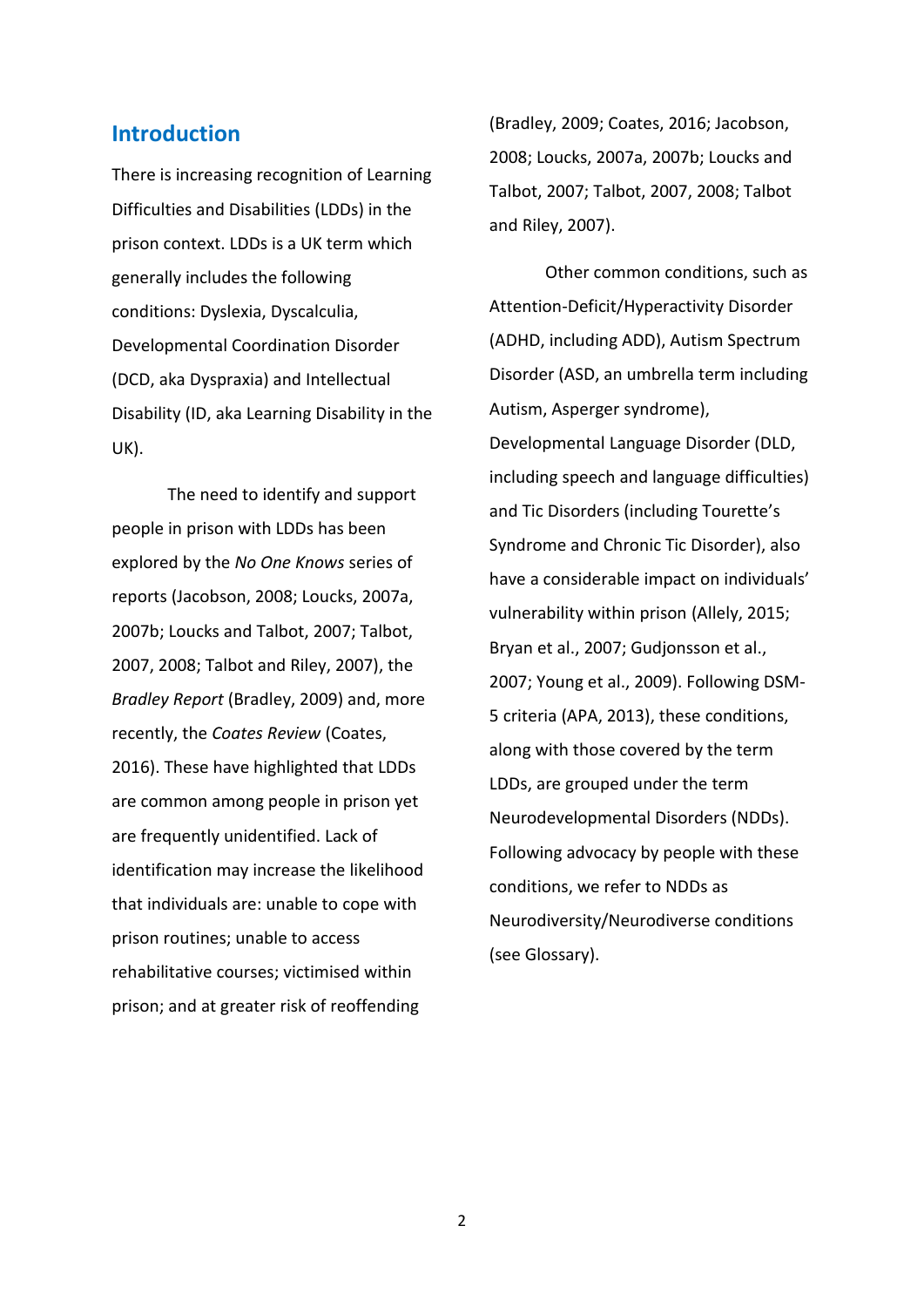## Introduction

There is increasing recognition of Learning Difficulties and Disabilities (LDDs) in the prison context. LDDs is a UK term which generally includes the following conditions: Dyslexia, Dyscalculia, Developmental Coordination Disorder (DCD, aka Dyspraxia) and Intellectual Disability (ID, aka Learning Disability in the UK).

The need to identify and support people in prison with LDDs has been explored by the *No One Knows* series of reports (Jacobson, 2008; Loucks, 2007a, 2007b; Loucks and Talbot, 2007; Talbot, 2007, 2008; Talbot and Riley, 2007), the *Bradley Report* (Bradley, 2009) and, more recently, the *Coates Review* (Coates, 2016). These have highlighted that LDDs are common among people in prison yet are frequently unidentified. Lack of identification may increase the likelihood that individuals are: unable to cope with prison routines; unable to access rehabilitative courses; victimised within prison; and at greater risk of reoffending (Bradley, 2009; Coates, 2016; Jacobson, 2008; Loucks, 2007a, 2007b; Loucks and Talbot, 2007; Talbot, 2007, 2008; Talbot and Riley, 2007).

Other common conditions, such as Attention-Deficit/Hyperactivity Disorder (ADHD, including ADD), Autism Spectrum Disorder (ASD, an umbrella term including Autism, Asperger syndrome), Developmental Language Disorder (DLD, including speech and language difficulties) and Tic Disorders (including Tourette's Syndrome and Chronic Tic Disorder), also have a considerable impact on individuals' vulnerability within prison (Allely, 2015; Bryan et al., 2007; Gudjonsson et al., 2007; Young et al., 2009). Following DSM-5 criteria (APA, 2013), these conditions, along with those covered by the term LDDs, are grouped under the term Neurodevelopmental Disorders (NDDs). Following advocacy by people with these conditions, we refer to NDDs as Neurodiversity/Neurodiverse conditions (see Glossary).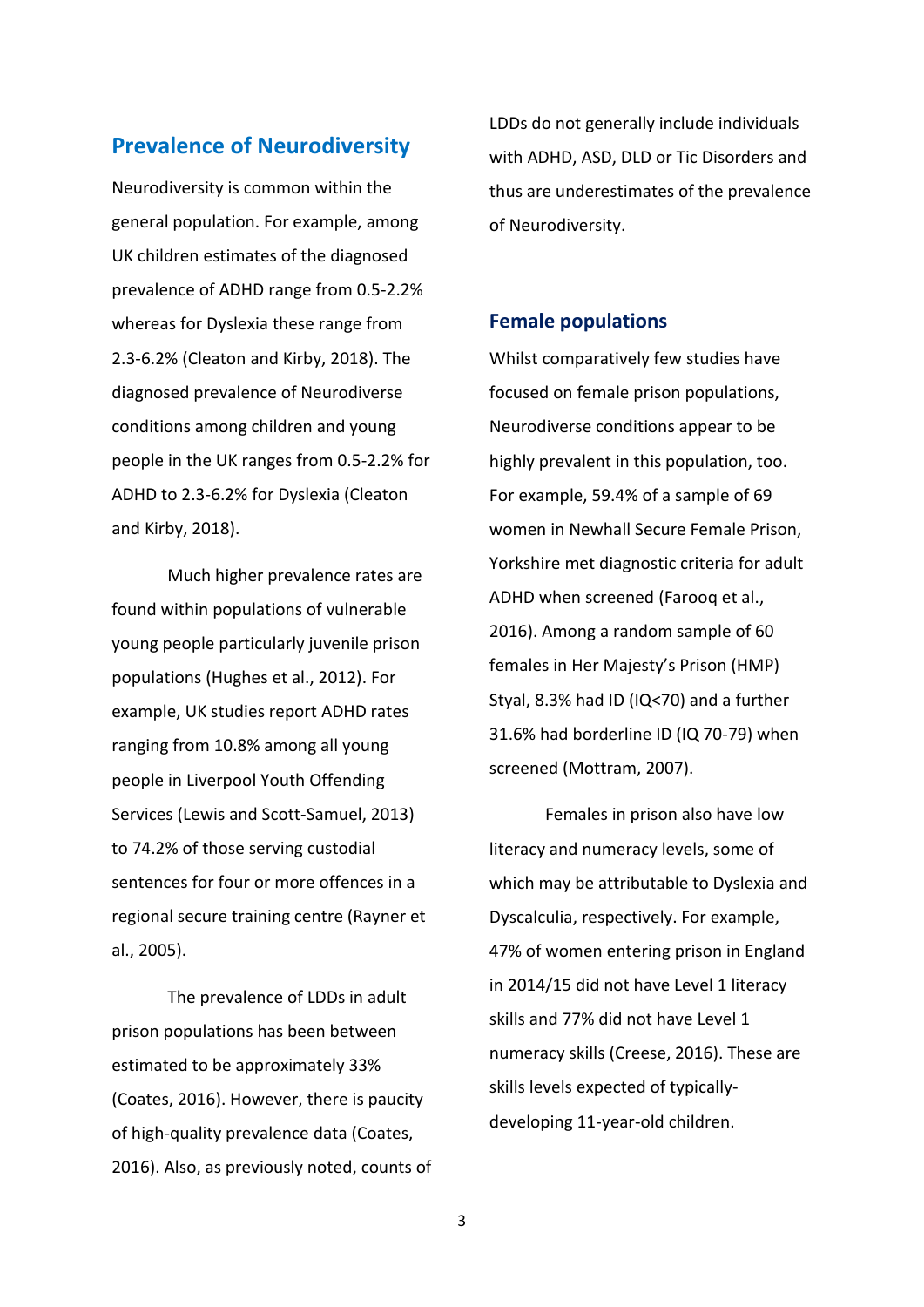## Prevalence of Neurodiversity

Neurodiversity is common within the general population. For example, among UK children estimates of the diagnosed prevalence of ADHD range from 0.5-2.2% whereas for Dyslexia these range from 2.3-6.2% (Cleaton and Kirby, 2018). The diagnosed prevalence of Neurodiverse conditions among children and young people in the UK ranges from 0.5-2.2% for ADHD to 2.3-6.2% for Dyslexia (Cleaton and Kirby, 2018).

Much higher prevalence rates are found within populations of vulnerable young people particularly juvenile prison populations (Hughes et al., 2012). For example, UK studies report ADHD rates ranging from 10.8% among all young people in Liverpool Youth Offending Services (Lewis and Scott-Samuel, 2013) to 74.2% of those serving custodial sentences for four or more offences in a regional secure training centre (Rayner et al., 2005).

The prevalence of LDDs in adult prison populations has been between estimated to be approximately 33% (Coates, 2016). However, there is paucity of high-quality prevalence data (Coates, 2016). Also, as previously noted, counts of LDDs do not generally include individuals with ADHD, ASD, DLD or Tic Disorders and thus are underestimates of the prevalence of Neurodiversity.

### Female populations

Whilst comparatively few studies have focused on female prison populations, Neurodiverse conditions appear to be highly prevalent in this population, too. For example, 59.4% of a sample of 69 women in Newhall Secure Female Prison, Yorkshire met diagnostic criteria for adult ADHD when screened (Farooq et al., 2016). Among a random sample of 60 females in Her Majesty's Prison (HMP) Styal, 8.3% had ID (IQ<70) and a further 31.6% had borderline ID (IQ 70-79) when screened (Mottram, 2007).

Females in prison also have low literacy and numeracy levels, some of which may be attributable to Dyslexia and Dyscalculia, respectively. For example, 47% of women entering prison in England in 2014/15 did not have Level 1 literacy skills and 77% did not have Level 1 numeracy skills (Creese, 2016). These are skills levels expected of typically-developing 11-year-old children.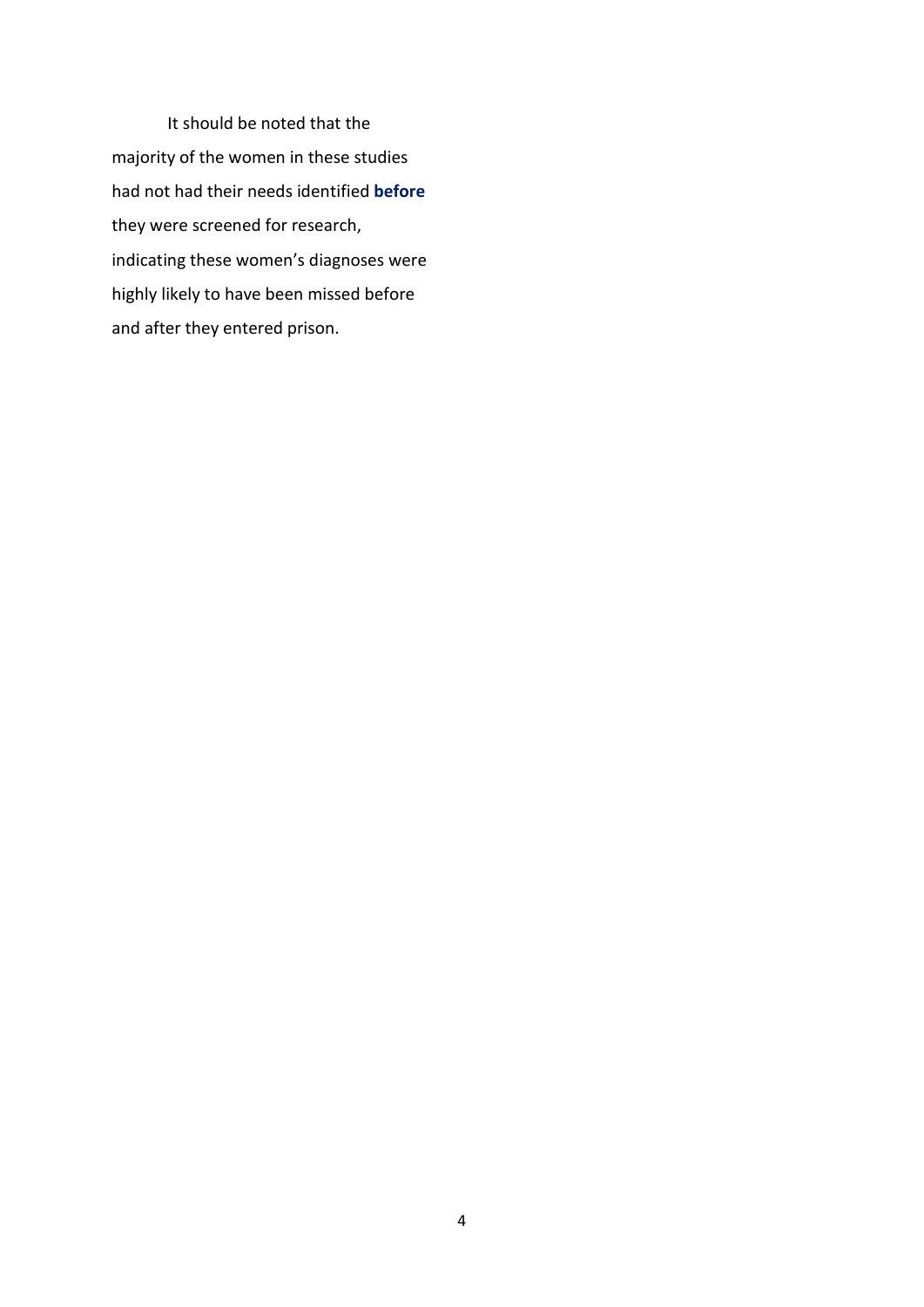It should be noted that the majority of the women in these studies had not had their needs identified **before** they were screened for research, indicating these women's diagnoses were highly likely to have been missed before and after they entered prison.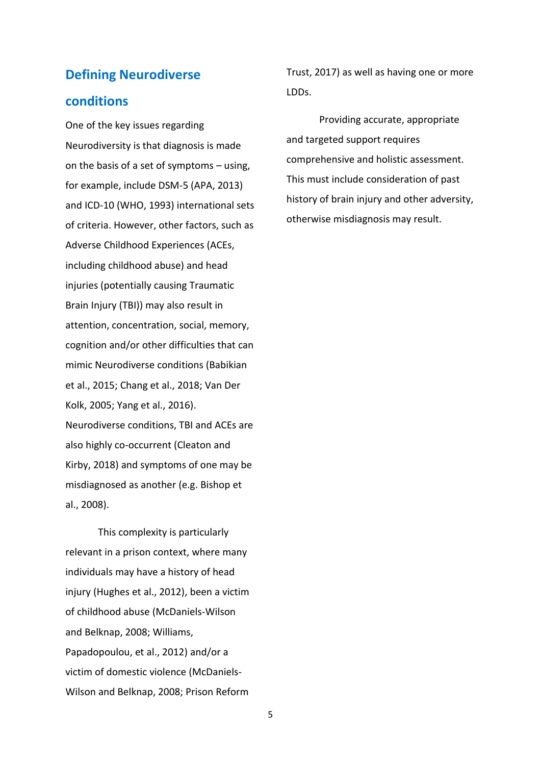## Defining Neurodiverse conditions

One of the key issues regarding Neurodiversity is that diagnosis is made on the basis of a set of symptoms – using, for example, include DSM-5 (APA, 2013) and ICD-10 (WHO, 1993) international sets of criteria. However, other factors, such as Adverse Childhood Experiences (ACEs, including childhood abuse) and head injuries (potentially causing Traumatic Brain Injury (TBI)) may also result in attention, concentration, social, memory, cognition and/or other difficulties that can mimic Neurodiverse conditions (Babikian et al., 2015; Chang et al., 2018; Van Der Kolk, 2005; Yang et al., 2016). Neurodiverse conditions, TBI and ACEs are also highly co-occurrent (Cleaton and Kirby, 2018) and symptoms of one may be misdiagnosed as another (e.g. Bishop et al., 2008).

This complexity is particularly relevant in a prison context, where many individuals may have a history of head injury (Hughes et al., 2012), been a victim of childhood abuse (McDaniels-Wilson and Belknap, 2008; Williams, Papadopoulou, et al., 2012) and/or a victim of domestic violence (McDaniels-Wilson and Belknap, 2008; Prison Reform Trust, 2017) as well as having one or more LDDs.

Providing accurate, appropriate and targeted support requires comprehensive and holistic assessment. This must include consideration of past history of brain injury and other adversity, otherwise misdiagnosis may result.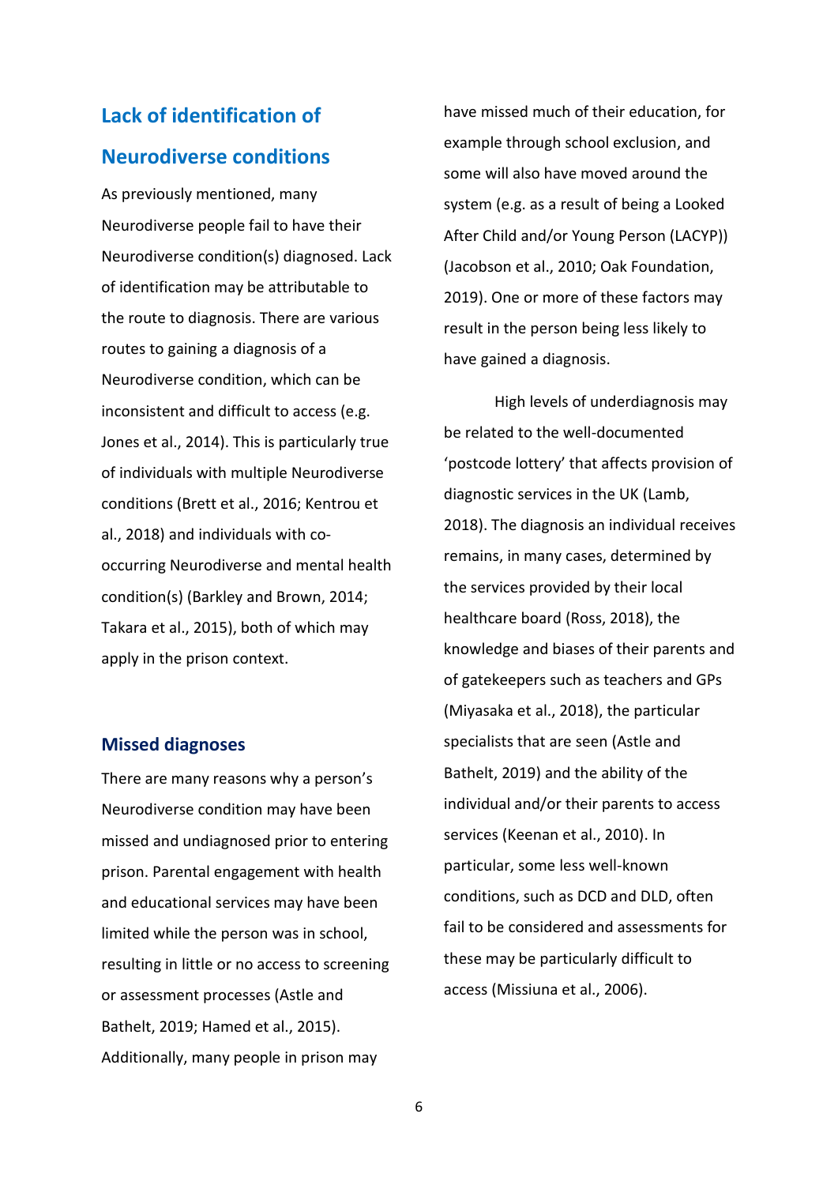## Lack of identification of Neurodiverse conditions

As previously mentioned, many Neurodiverse people fail to have their Neurodiverse condition(s) diagnosed. Lack of identification may be attributable to the route to diagnosis. There are various routes to gaining a diagnosis of a Neurodiverse condition, which can be inconsistent and difficult to access (e.g. Jones et al., 2014). This is particularly true of individuals with multiple Neurodiverse conditions (Brett et al., 2016; Kentrou et al., 2018) and individuals with co-occurring Neurodiverse and mental health condition(s) (Barkley and Brown, 2014; Takara et al., 2015), both of which may apply in the prison context.

### Missed diagnoses

There are many reasons why a person's Neurodiverse condition may have been missed and undiagnosed prior to entering prison. Parental engagement with health and educational services may have been limited while the person was in school, resulting in little or no access to screening or assessment processes (Astle and Bathelt, 2019; Hamed et al., 2015). Additionally, many people in prison may have missed much of their education, for example through school exclusion, and some will also have moved around the system (e.g. as a result of being a Looked After Child and/or Young Person (LACYP)) (Jacobson et al., 2010; Oak Foundation, 2019). One or more of these factors may result in the person being less likely to have gained a diagnosis.

High levels of underdiagnosis may be related to the well-documented 'postcode lottery' that affects provision of diagnostic services in the UK (Lamb, 2018). The diagnosis an individual receives remains, in many cases, determined by the services provided by their local healthcare board (Ross, 2018), the knowledge and biases of their parents and of gatekeepers such as teachers and GPs (Miyasaka et al., 2018), the particular specialists that are seen (Astle and Bathelt, 2019) and the ability of the individual and/or their parents to access services (Keenan et al., 2010). In particular, some less well-known conditions, such as DCD and DLD, often fail to be considered and assessments for these may be particularly difficult to access (Missiuna et al., 2006).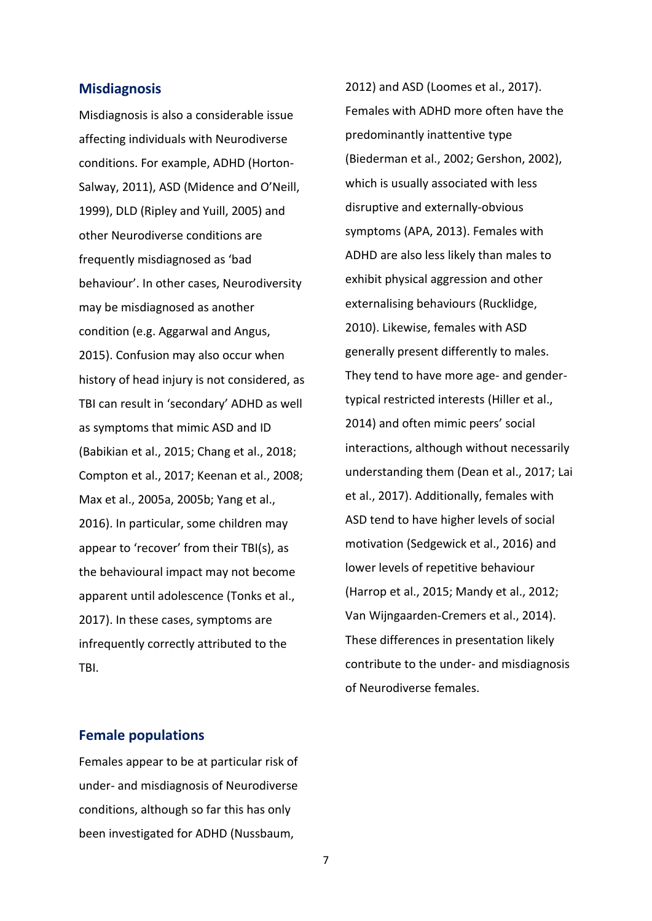## Misdiagnosis

Misdiagnosis is also a considerable issue affecting individuals with Neurodiverse conditions. For example, ADHD (Horton-Salway, 2011), ASD (Midence and O'Neill, 1999), DLD (Ripley and Yuill, 2005) and other Neurodiverse conditions are frequently misdiagnosed as 'bad behaviour'. In other cases, Neurodiversity may be misdiagnosed as another condition (e.g. Aggarwal and Angus, 2015). Confusion may also occur when history of head injury is not considered, as TBI can result in 'secondary' ADHD as well as symptoms that mimic ASD and ID (Babikian et al., 2015; Chang et al., 2018; Compton et al., 2017; Keenan et al., 2008; Max et al., 2005a, 2005b; Yang et al., 2016). In particular, some children may appear to 'recover' from their TBI(s), as the behavioural impact may not become apparent until adolescence (Tonks et al., 2017). In these cases, symptoms are infrequently correctly attributed to the TBI.

## Female populations

Females appear to be at particular risk of under- and misdiagnosis of Neurodiverse conditions, although so far this has only been investigated for ADHD (Nussbaum, 2012) and ASD (Loomes et al., 2017). Females with ADHD more often have the predominantly inattentive type (Biederman et al., 2002; Gershon, 2002), which is usually associated with less disruptive and externally-obvious symptoms (APA, 2013). Females with ADHD are also less likely than males to exhibit physical aggression and other externalising behaviours (Rucklidge, 2010). Likewise, females with ASD generally present differently to males. They tend to have more age- and gender-typical restricted interests (Hiller et al., 2014) and often mimic peers' social interactions, although without necessarily understanding them (Dean et al., 2017; Lai et al., 2017). Additionally, females with ASD tend to have higher levels of social motivation (Sedgewick et al., 2016) and lower levels of repetitive behaviour (Harrop et al., 2015; Mandy et al., 2012; Van Wijngaarden-Cremers et al., 2014). These differences in presentation likely contribute to the under- and misdiagnosis of Neurodiverse females.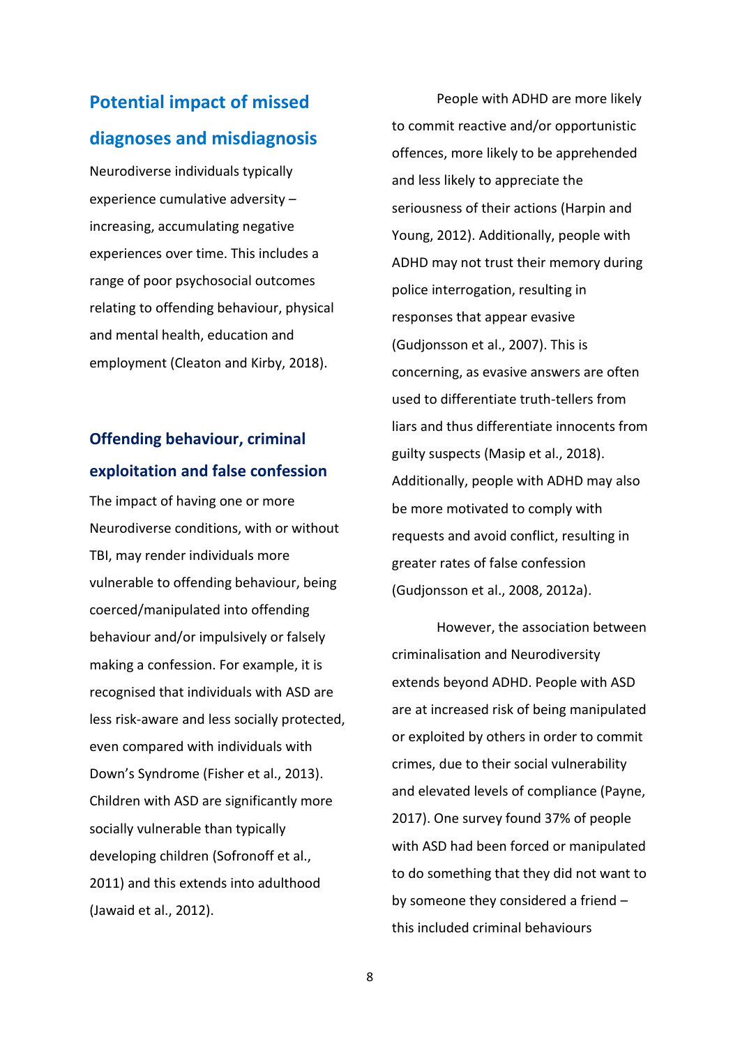## Potential impact of missed diagnoses and misdiagnosis

Neurodiverse individuals typically experience cumulative adversity – increasing, accumulating negative experiences over time. This includes a range of poor psychosocial outcomes relating to offending behaviour, physical and mental health, education and employment (Cleaton and Kirby, 2018).

### Offending behaviour, criminal exploitation and false confession

The impact of having one or more Neurodiverse conditions, with or without TBI, may render individuals more vulnerable to offending behaviour, being coerced/manipulated into offending behaviour and/or impulsively or falsely making a confession. For example, it is recognised that individuals with ASD are less risk-aware and less socially protected, even compared with individuals with Down's Syndrome (Fisher et al., 2013). Children with ASD are significantly more socially vulnerable than typically developing children (Sofronoff et al., 2011) and this extends into adulthood (Jawaid et al., 2012).

People with ADHD are more likely to commit reactive and/or opportunistic offences, more likely to be apprehended and less likely to appreciate the seriousness of their actions (Harpin and Young, 2012). Additionally, people with ADHD may not trust their memory during police interrogation, resulting in responses that appear evasive (Gudjonsson et al., 2007). This is concerning, as evasive answers are often used to differentiate truth-tellers from liars and thus differentiate innocents from guilty suspects (Masip et al., 2018). Additionally, people with ADHD may also be more motivated to comply with requests and avoid conflict, resulting in greater rates of false confession (Gudjonsson et al., 2008, 2012a).

However, the association between criminalisation and Neurodiversity extends beyond ADHD. People with ASD are at increased risk of being manipulated or exploited by others in order to commit crimes, due to their social vulnerability and elevated levels of compliance (Payne, 2017). One survey found 37% of people with ASD had been forced or manipulated to do something that they did not want to by someone they considered a friend – this included criminal behaviours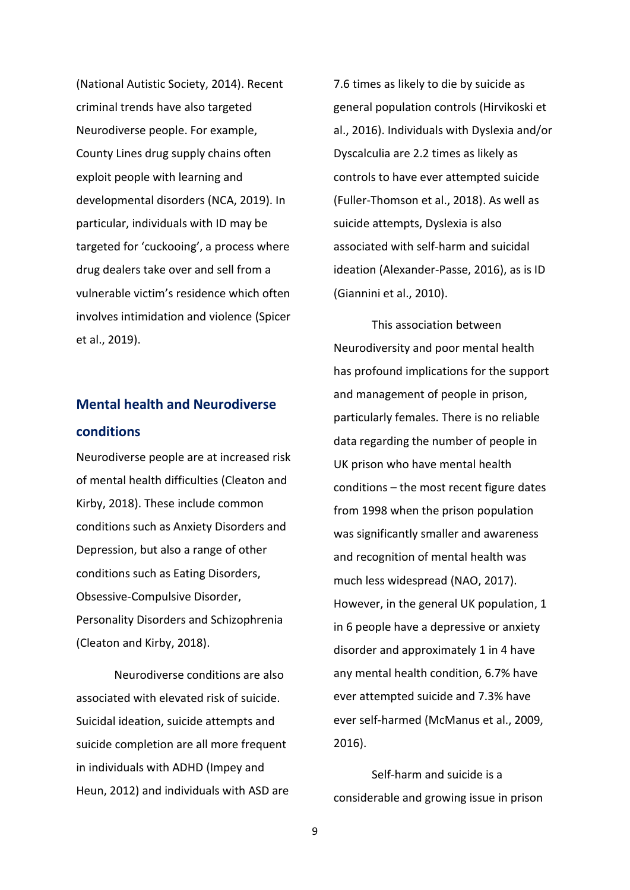(National Autistic Society, 2014). Recent criminal trends have also targeted Neurodiverse people. For example, County Lines drug supply chains often exploit people with learning and developmental disorders (NCA, 2019). In particular, individuals with ID may be targeted for 'cuckooing', a process where drug dealers take over and sell from a vulnerable victim's residence which often involves intimidation and violence (Spicer et al., 2019).

## Mental health and Neurodiverse conditions

Neurodiverse people are at increased risk of mental health difficulties (Cleaton and Kirby, 2018). These include common conditions such as Anxiety Disorders and Depression, but also a range of other conditions such as Eating Disorders, Obsessive-Compulsive Disorder, Personality Disorders and Schizophrenia (Cleaton and Kirby, 2018).

Neurodiverse conditions are also associated with elevated risk of suicide. Suicidal ideation, suicide attempts and suicide completion are all more frequent in individuals with ADHD (Impey and Heun, 2012) and individuals with ASD are 7.6 times as likely to die by suicide as general population controls (Hirvikoski et al., 2016). Individuals with Dyslexia and/or Dyscalculia are 2.2 times as likely as controls to have ever attempted suicide (Fuller-Thomson et al., 2018). As well as suicide attempts, Dyslexia is also associated with self-harm and suicidal ideation (Alexander-Passe, 2016), as is ID (Giannini et al., 2010).

This association between Neurodiversity and poor mental health has profound implications for the support and management of people in prison, particularly females. There is no reliable data regarding the number of people in UK prison who have mental health conditions – the most recent figure dates from 1998 when the prison population was significantly smaller and awareness and recognition of mental health was much less widespread (NAO, 2017). However, in the general UK population, 1 in 6 people have a depressive or anxiety disorder and approximately 1 in 4 have any mental health condition, 6.7% have ever attempted suicide and 7.3% have ever self-harmed (McManus et al., 2009, 2016).

Self-harm and suicide is a considerable and growing issue in prison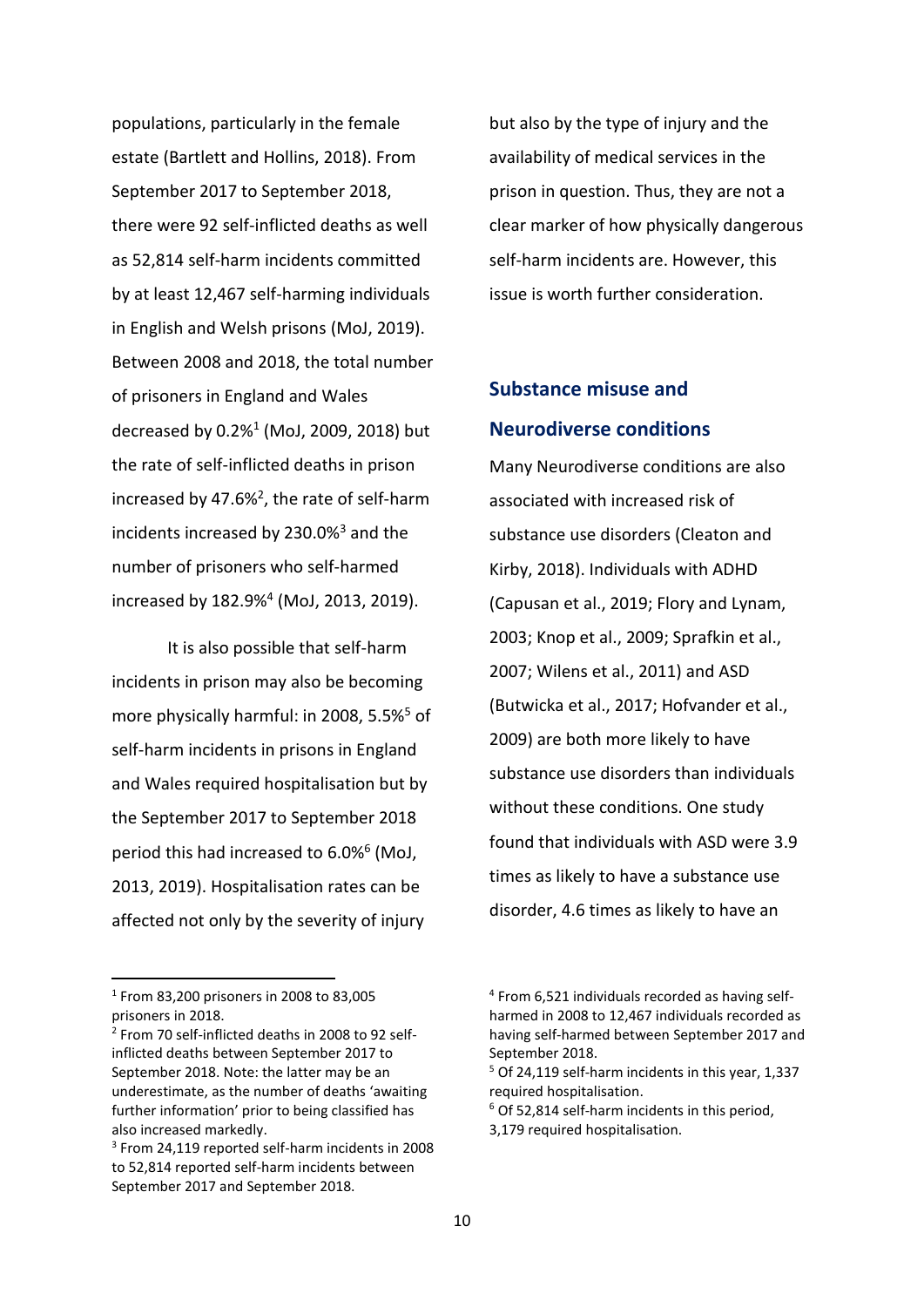populations, particularly in the female estate (Bartlett and Hollins, 2018). From September 2017 to September 2018, there were 92 self-inflicted deaths as well as 52,814 self-harm incidents committed by at least 12,467 self-harming individuals in English and Welsh prisons (MoJ, 2019). Between 2008 and 2018, the total number of prisoners in England and Wales decreased by 0.2%[1] (MoJ, 2009, 2018) but the rate of self-inflicted deaths in prison increased by 47.6%[2], the rate of self-harm incidents increased by 230.0%[3] and the number of prisoners who self-harmed increased by 182.9%[4] (MoJ, 2013, 2019).

It is also possible that self-harm incidents in prison may also be becoming more physically harmful: in 2008, 5.5%[5] of self-harm incidents in prisons in England and Wales required hospitalisation but by the September 2017 to September 2018 period this had increased to 6.0%[6] (MoJ, 2013, 2019). Hospitalisation rates can be affected not only by the severity of injury but also by the type of injury and the availability of medical services in the prison in question. Thus, they are not a clear marker of how physically dangerous self-harm incidents are. However, this issue is worth further consideration.

## Substance misuse and Neurodiverse conditions

Many Neurodiverse conditions are also associated with increased risk of substance use disorders (Cleaton and Kirby, 2018). Individuals with ADHD (Capusan et al., 2019; Flory and Lynam, 2003; Knop et al., 2009; Sprafkin et al., 2007; Wilens et al., 2011) and ASD (Butwicka et al., 2017; Hofvander et al., 2009) are both more likely to have substance use disorders than individuals without these conditions. One study found that individuals with ASD were 3.9 times as likely to have a substance use disorder, 4.6 times as likely to have an

---

[1] From 83,200 prisoners in 2008 to 83,005 prisoners in 2018.

[2] From 70 self-inflicted deaths in 2008 to 92 self-inflicted deaths between September 2017 to September 2018. Note: the latter may be an underestimate, as the number of deaths 'awaiting further information' prior to being classified has also increased markedly.

[3] From 24,119 reported self-harm incidents in 2008 to 52,814 reported self-harm incidents between September 2017 and September 2018.

[4] From 6,521 individuals recorded as having self-harmed in 2008 to 12,467 individuals recorded as having self-harmed between September 2017 and September 2018.

[5] Of 24,119 self-harm incidents in this year, 1,337 required hospitalisation.

[6] Of 52,814 self-harm incidents in this period, 3,179 required hospitalisation.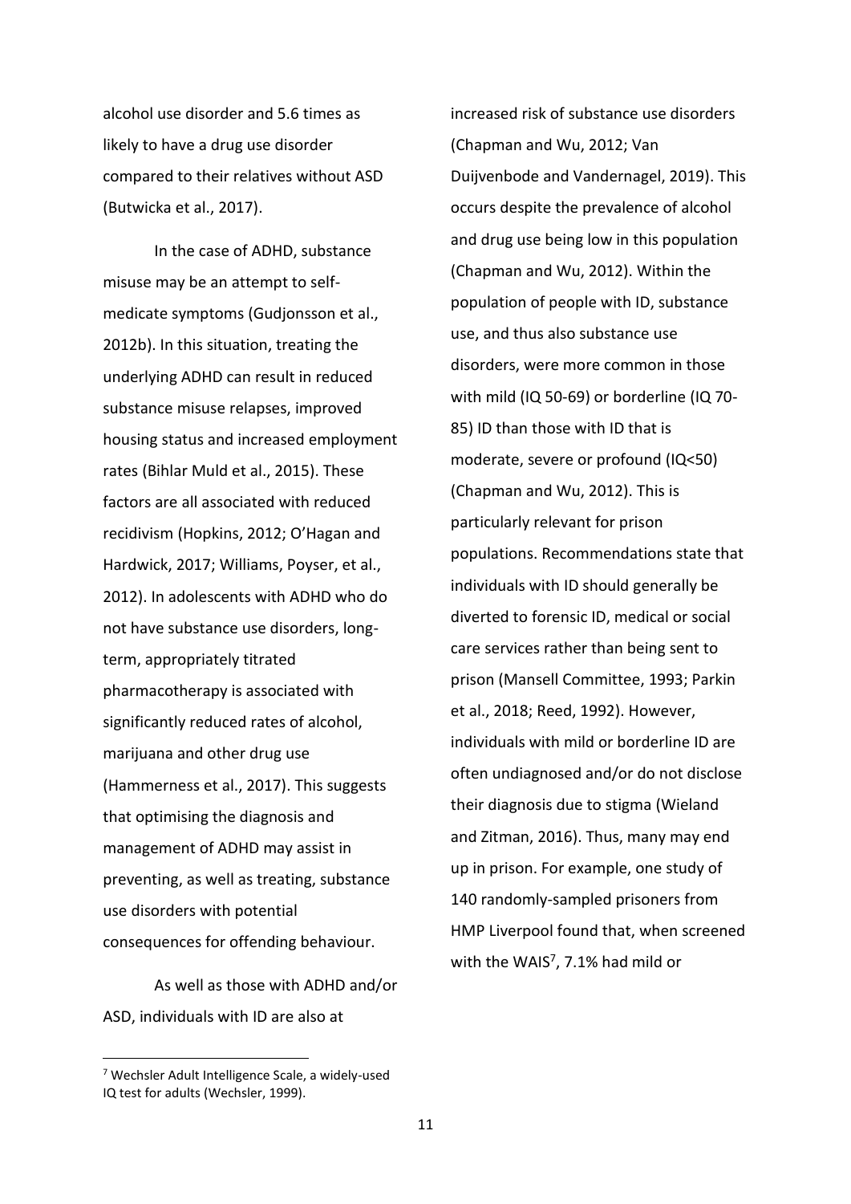alcohol use disorder and 5.6 times as likely to have a drug use disorder compared to their relatives without ASD (Butwicka et al., 2017).

In the case of ADHD, substance misuse may be an attempt to self-medicate symptoms (Gudjonsson et al., 2012b). In this situation, treating the underlying ADHD can result in reduced substance misuse relapses, improved housing status and increased employment rates (Bihlar Muld et al., 2015). These factors are all associated with reduced recidivism (Hopkins, 2012; O'Hagan and Hardwick, 2017; Williams, Poyser, et al., 2012). In adolescents with ADHD who do not have substance use disorders, long-term, appropriately titrated pharmacotherapy is associated with significantly reduced rates of alcohol, marijuana and other drug use (Hammerness et al., 2017). This suggests that optimising the diagnosis and management of ADHD may assist in preventing, as well as treating, substance use disorders with potential consequences for offending behaviour.

As well as those with ADHD and/or ASD, individuals with ID are also at increased risk of substance use disorders (Chapman and Wu, 2012; Van Duijvenbode and Vandernagel, 2019). This occurs despite the prevalence of alcohol and drug use being low in this population (Chapman and Wu, 2012). Within the population of people with ID, substance use, and thus also substance use disorders, were more common in those with mild (IQ 50-69) or borderline (IQ 70-85) ID than those with ID that is moderate, severe or profound (IQ<50) (Chapman and Wu, 2012). This is particularly relevant for prison populations. Recommendations state that individuals with ID should generally be diverted to forensic ID, medical or social care services rather than being sent to prison (Mansell Committee, 1993; Parkin et al., 2018; Reed, 1992). However, individuals with mild or borderline ID are often undiagnosed and/or do not disclose their diagnosis due to stigma (Wieland and Zitman, 2016). Thus, many may end up in prison. For example, one study of 140 randomly-sampled prisoners from HMP Liverpool found that, when screened with the WAIS[7], 7.1% had mild or

[7] Wechsler Adult Intelligence Scale, a widely-used IQ test for adults (Wechsler, 1999).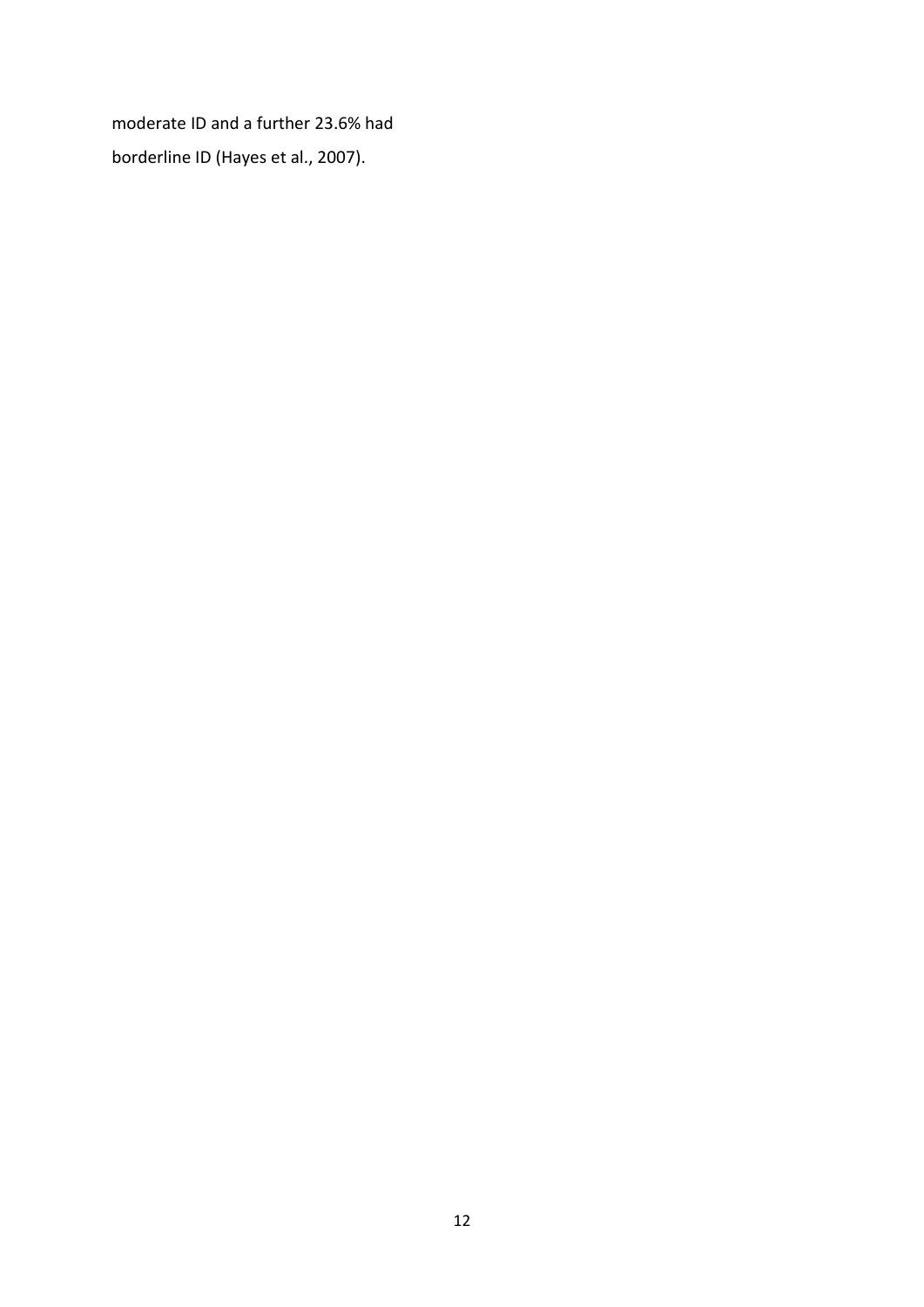moderate ID and a further 23.6% had borderline ID (Hayes et al., 2007).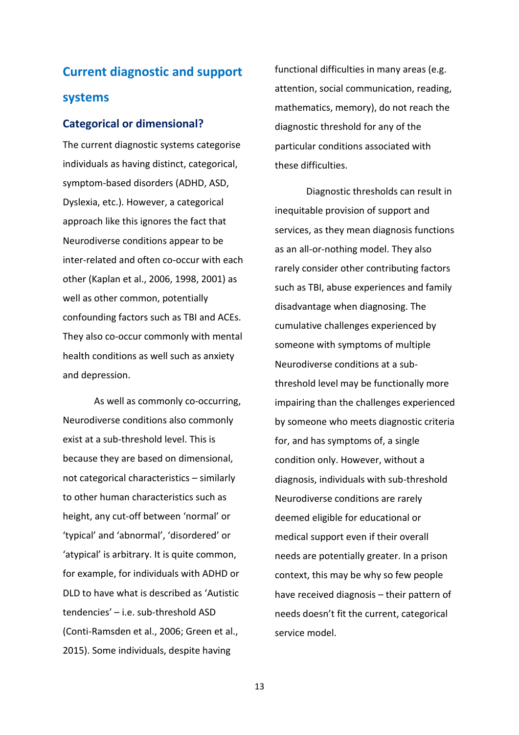## Current diagnostic and support systems

### Categorical or dimensional?

The current diagnostic systems categorise individuals as having distinct, categorical, symptom-based disorders (ADHD, ASD, Dyslexia, etc.). However, a categorical approach like this ignores the fact that Neurodiverse conditions appear to be inter-related and often co-occur with each other (Kaplan et al., 2006, 1998, 2001) as well as other common, potentially confounding factors such as TBI and ACEs. They also co-occur commonly with mental health conditions as well such as anxiety and depression.

As well as commonly co-occurring, Neurodiverse conditions also commonly exist at a sub-threshold level. This is because they are based on dimensional, not categorical characteristics – similarly to other human characteristics such as height, any cut-off between 'normal' or 'typical' and 'abnormal', 'disordered' or 'atypical' is arbitrary. It is quite common, for example, for individuals with ADHD or DLD to have what is described as 'Autistic tendencies' – i.e. sub-threshold ASD (Conti-Ramsden et al., 2006; Green et al., 2015). Some individuals, despite having functional difficulties in many areas (e.g. attention, social communication, reading, mathematics, memory), do not reach the diagnostic threshold for any of the particular conditions associated with these difficulties.

Diagnostic thresholds can result in inequitable provision of support and services, as they mean diagnosis functions as an all-or-nothing model. They also rarely consider other contributing factors such as TBI, abuse experiences and family disadvantage when diagnosing. The cumulative challenges experienced by someone with symptoms of multiple Neurodiverse conditions at a sub-threshold level may be functionally more impairing than the challenges experienced by someone who meets diagnostic criteria for, and has symptoms of, a single condition only. However, without a diagnosis, individuals with sub-threshold Neurodiverse conditions are rarely deemed eligible for educational or medical support even if their overall needs are potentially greater. In a prison context, this may be why so few people have received diagnosis – their pattern of needs doesn't fit the current, categorical service model.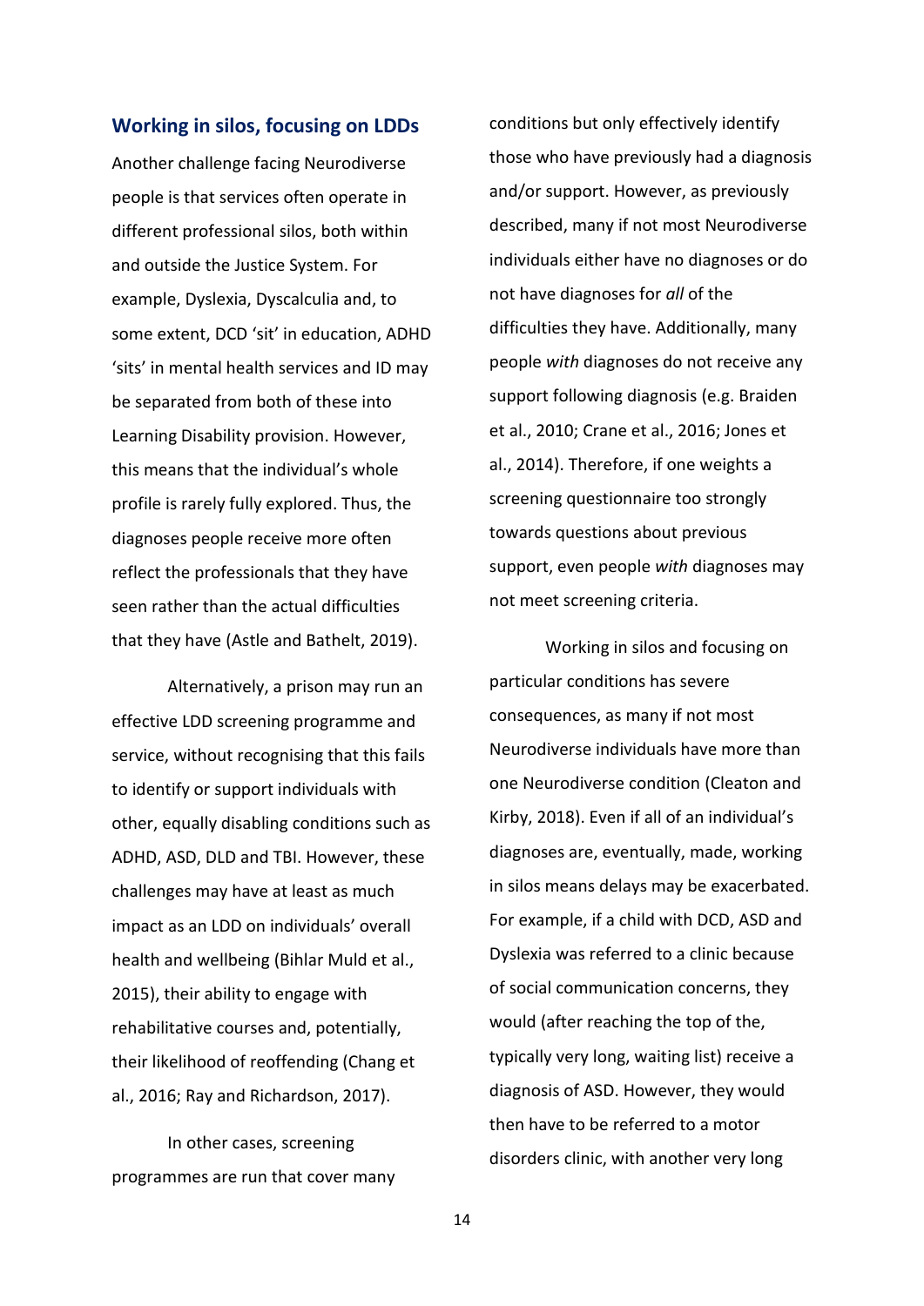## Working in silos, focusing on LDDs

Another challenge facing Neurodiverse people is that services often operate in different professional silos, both within and outside the Justice System. For example, Dyslexia, Dyscalculia and, to some extent, DCD 'sit' in education, ADHD 'sits' in mental health services and ID may be separated from both of these into Learning Disability provision. However, this means that the individual's whole profile is rarely fully explored. Thus, the diagnoses people receive more often reflect the professionals that they have seen rather than the actual difficulties that they have (Astle and Bathelt, 2019).

Alternatively, a prison may run an effective LDD screening programme and service, without recognising that this fails to identify or support individuals with other, equally disabling conditions such as ADHD, ASD, DLD and TBI. However, these challenges may have at least as much impact as an LDD on individuals' overall health and wellbeing (Bihlar Muld et al., 2015), their ability to engage with rehabilitative courses and, potentially, their likelihood of reoffending (Chang et al., 2016; Ray and Richardson, 2017).

In other cases, screening programmes are run that cover many conditions but only effectively identify those who have previously had a diagnosis and/or support. However, as previously described, many if not most Neurodiverse individuals either have no diagnoses or do not have diagnoses for *all* of the difficulties they have. Additionally, many people *with* diagnoses do not receive any support following diagnosis (e.g. Braiden et al., 2010; Crane et al., 2016; Jones et al., 2014). Therefore, if one weights a screening questionnaire too strongly towards questions about previous support, even people *with* diagnoses may not meet screening criteria.

Working in silos and focusing on particular conditions has severe consequences, as many if not most Neurodiverse individuals have more than one Neurodiverse condition (Cleaton and Kirby, 2018). Even if all of an individual's diagnoses are, eventually, made, working in silos means delays may be exacerbated. For example, if a child with DCD, ASD and Dyslexia was referred to a clinic because of social communication concerns, they would (after reaching the top of the, typically very long, waiting list) receive a diagnosis of ASD. However, they would then have to be referred to a motor disorders clinic, with another very long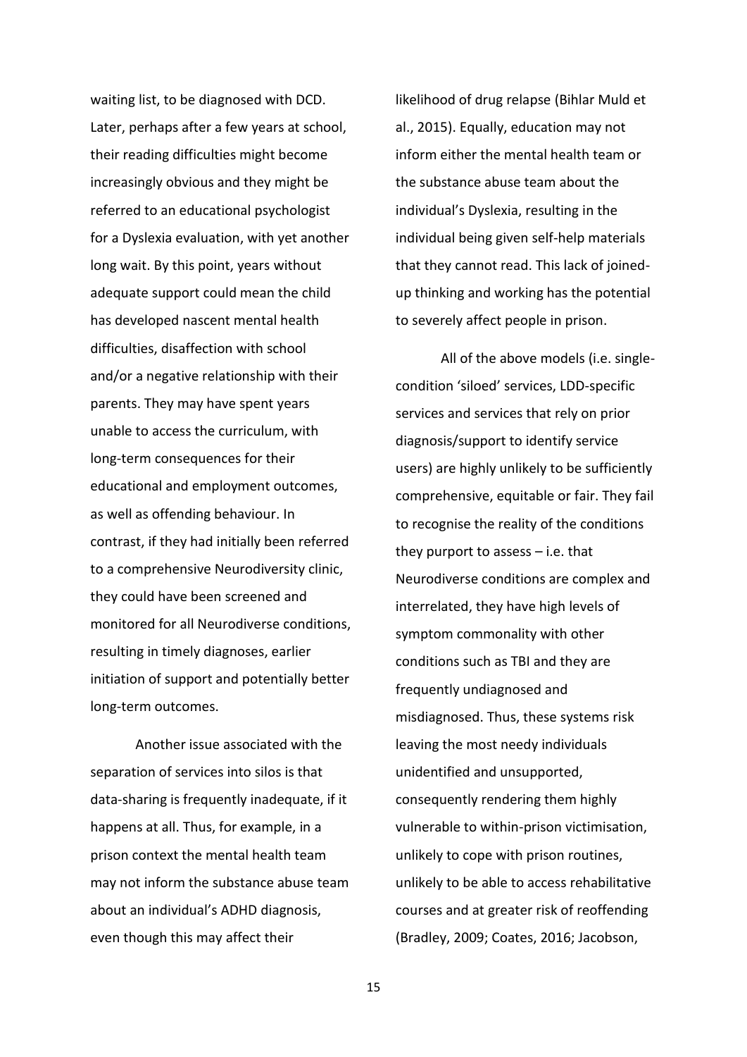waiting list, to be diagnosed with DCD. Later, perhaps after a few years at school, their reading difficulties might become increasingly obvious and they might be referred to an educational psychologist for a Dyslexia evaluation, with yet another long wait. By this point, years without adequate support could mean the child has developed nascent mental health difficulties, disaffection with school and/or a negative relationship with their parents. They may have spent years unable to access the curriculum, with long-term consequences for their educational and employment outcomes, as well as offending behaviour. In contrast, if they had initially been referred to a comprehensive Neurodiversity clinic, they could have been screened and monitored for all Neurodiverse conditions, resulting in timely diagnoses, earlier initiation of support and potentially better long-term outcomes.

Another issue associated with the separation of services into silos is that data-sharing is frequently inadequate, if it happens at all. Thus, for example, in a prison context the mental health team may not inform the substance abuse team about an individual's ADHD diagnosis, even though this may affect their likelihood of drug relapse (Bihlar Muld et al., 2015). Equally, education may not inform either the mental health team or the substance abuse team about the individual's Dyslexia, resulting in the individual being given self-help materials that they cannot read. This lack of joined-up thinking and working has the potential to severely affect people in prison.

All of the above models (i.e. single-condition 'siloed' services, LDD-specific services and services that rely on prior diagnosis/support to identify service users) are highly unlikely to be sufficiently comprehensive, equitable or fair. They fail to recognise the reality of the conditions they purport to assess – i.e. that Neurodiverse conditions are complex and interrelated, they have high levels of symptom commonality with other conditions such as TBI and they are frequently undiagnosed and misdiagnosed. Thus, these systems risk leaving the most needy individuals unidentified and unsupported, consequently rendering them highly vulnerable to within-prison victimisation, unlikely to cope with prison routines, unlikely to be able to access rehabilitative courses and at greater risk of reoffending (Bradley, 2009; Coates, 2016; Jacobson,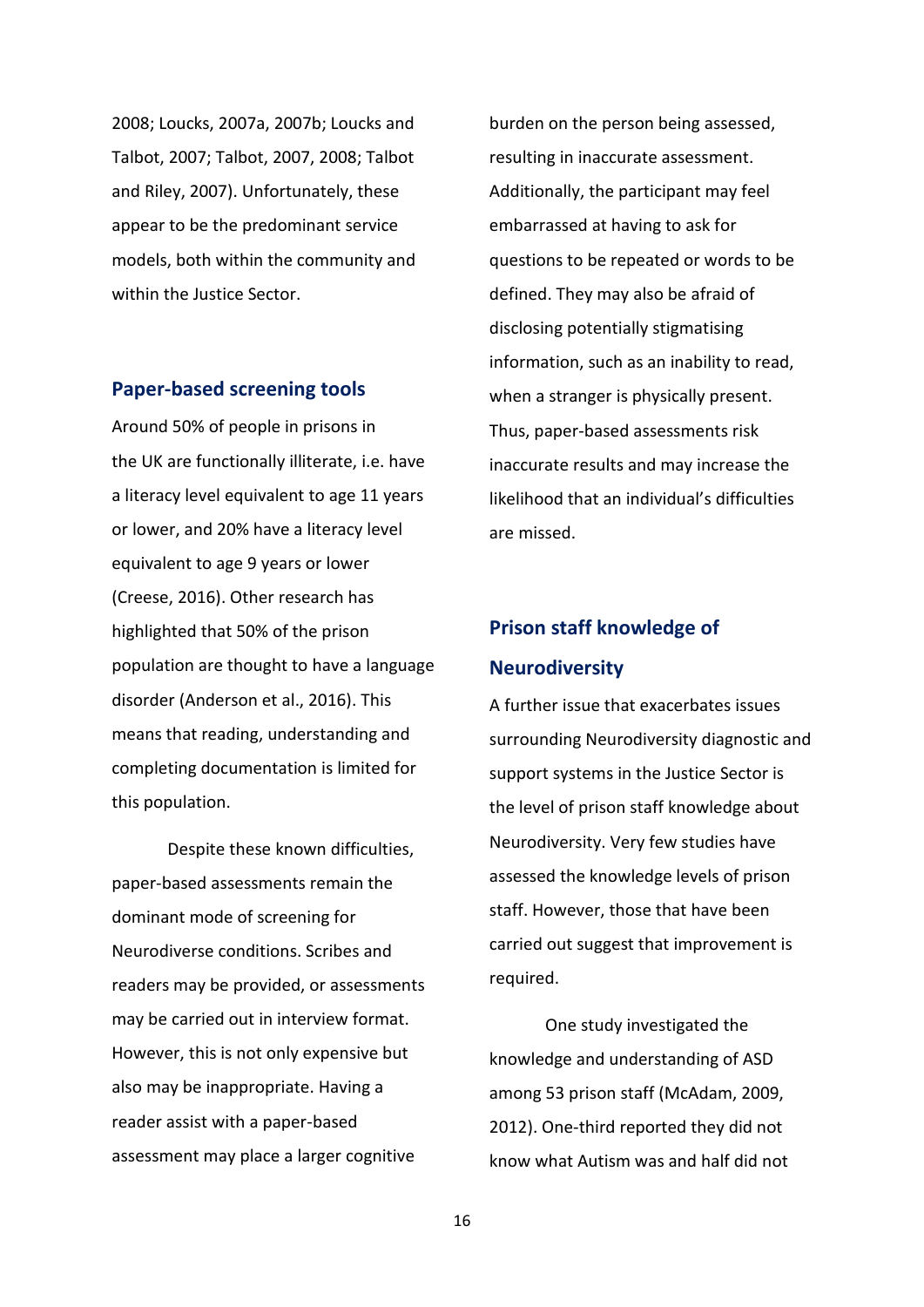2008; Loucks, 2007a, 2007b; Loucks and Talbot, 2007; Talbot, 2007, 2008; Talbot and Riley, 2007). Unfortunately, these appear to be the predominant service models, both within the community and within the Justice Sector.

## Paper-based screening tools

Around 50% of people in prisons in the UK are functionally illiterate, i.e. have a literacy level equivalent to age 11 years or lower, and 20% have a literacy level equivalent to age 9 years or lower (Creese, 2016). Other research has highlighted that 50% of the prison population are thought to have a language disorder (Anderson et al., 2016). This means that reading, understanding and completing documentation is limited for this population.

Despite these known difficulties, paper-based assessments remain the dominant mode of screening for Neurodiverse conditions. Scribes and readers may be provided, or assessments may be carried out in interview format. However, this is not only expensive but also may be inappropriate. Having a reader assist with a paper-based assessment may place a larger cognitive burden on the person being assessed, resulting in inaccurate assessment. Additionally, the participant may feel embarrassed at having to ask for questions to be repeated or words to be defined. They may also be afraid of disclosing potentially stigmatising information, such as an inability to read, when a stranger is physically present. Thus, paper-based assessments risk inaccurate results and may increase the likelihood that an individual's difficulties are missed.

## Prison staff knowledge of Neurodiversity

A further issue that exacerbates issues surrounding Neurodiversity diagnostic and support systems in the Justice Sector is the level of prison staff knowledge about Neurodiversity. Very few studies have assessed the knowledge levels of prison staff. However, those that have been carried out suggest that improvement is required.

One study investigated the knowledge and understanding of ASD among 53 prison staff (McAdam, 2009, 2012). One-third reported they did not know what Autism was and half did not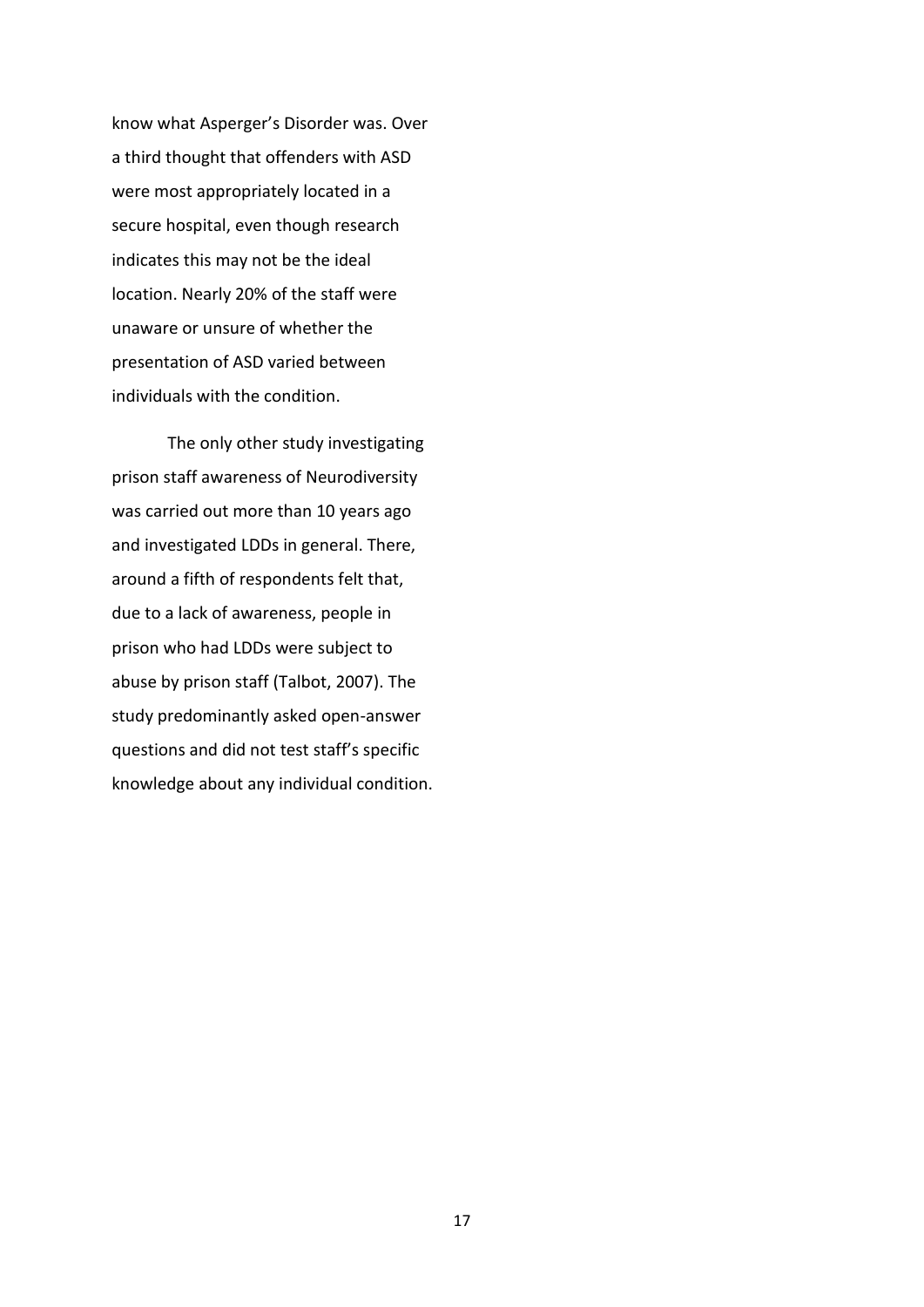know what Asperger's Disorder was. Over a third thought that offenders with ASD were most appropriately located in a secure hospital, even though research indicates this may not be the ideal location. Nearly 20% of the staff were unaware or unsure of whether the presentation of ASD varied between individuals with the condition.

The only other study investigating prison staff awareness of Neurodiversity was carried out more than 10 years ago and investigated LDDs in general. There, around a fifth of respondents felt that, due to a lack of awareness, people in prison who had LDDs were subject to abuse by prison staff (Talbot, 2007). The study predominantly asked open-answer questions and did not test staff's specific knowledge about any individual condition.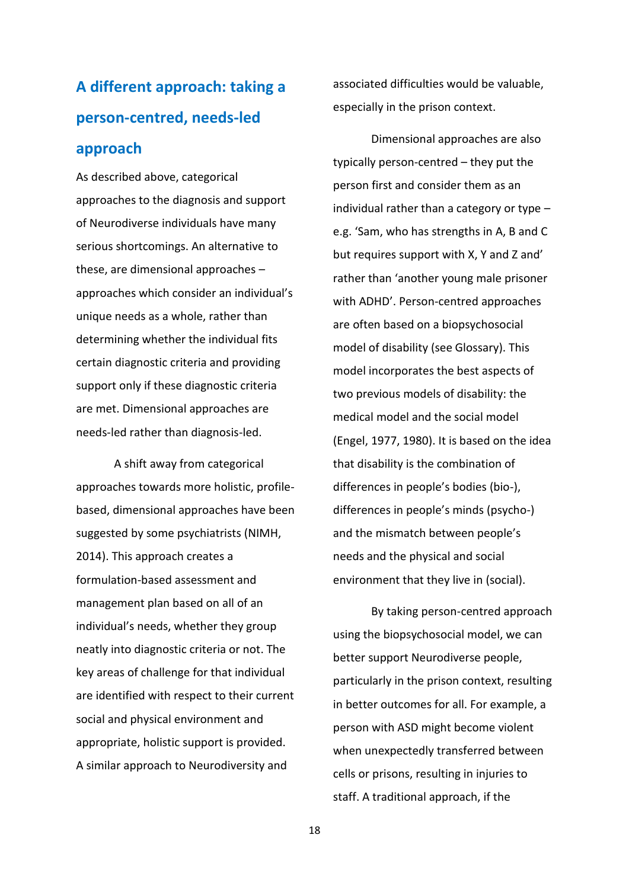## A different approach: taking a person-centred, needs-led approach

As described above, categorical approaches to the diagnosis and support of Neurodiverse individuals have many serious shortcomings. An alternative to these, are dimensional approaches – approaches which consider an individual's unique needs as a whole, rather than determining whether the individual fits certain diagnostic criteria and providing support only if these diagnostic criteria are met. Dimensional approaches are needs-led rather than diagnosis-led.

A shift away from categorical approaches towards more holistic, profile-based, dimensional approaches have been suggested by some psychiatrists (NIMH, 2014). This approach creates a formulation-based assessment and management plan based on all of an individual's needs, whether they group neatly into diagnostic criteria or not. The key areas of challenge for that individual are identified with respect to their current social and physical environment and appropriate, holistic support is provided. A similar approach to Neurodiversity and associated difficulties would be valuable, especially in the prison context.

Dimensional approaches are also typically person-centred – they put the person first and consider them as an individual rather than a category or type – e.g. 'Sam, who has strengths in A, B and C but requires support with X, Y and Z and' rather than 'another young male prisoner with ADHD'. Person-centred approaches are often based on a biopsychosocial model of disability (see Glossary). This model incorporates the best aspects of two previous models of disability: the medical model and the social model (Engel, 1977, 1980). It is based on the idea that disability is the combination of differences in people's bodies (bio-), differences in people's minds (psycho-) and the mismatch between people's needs and the physical and social environment that they live in (social).

By taking person-centred approach using the biopsychosocial model, we can better support Neurodiverse people, particularly in the prison context, resulting in better outcomes for all. For example, a person with ASD might become violent when unexpectedly transferred between cells or prisons, resulting in injuries to staff. A traditional approach, if the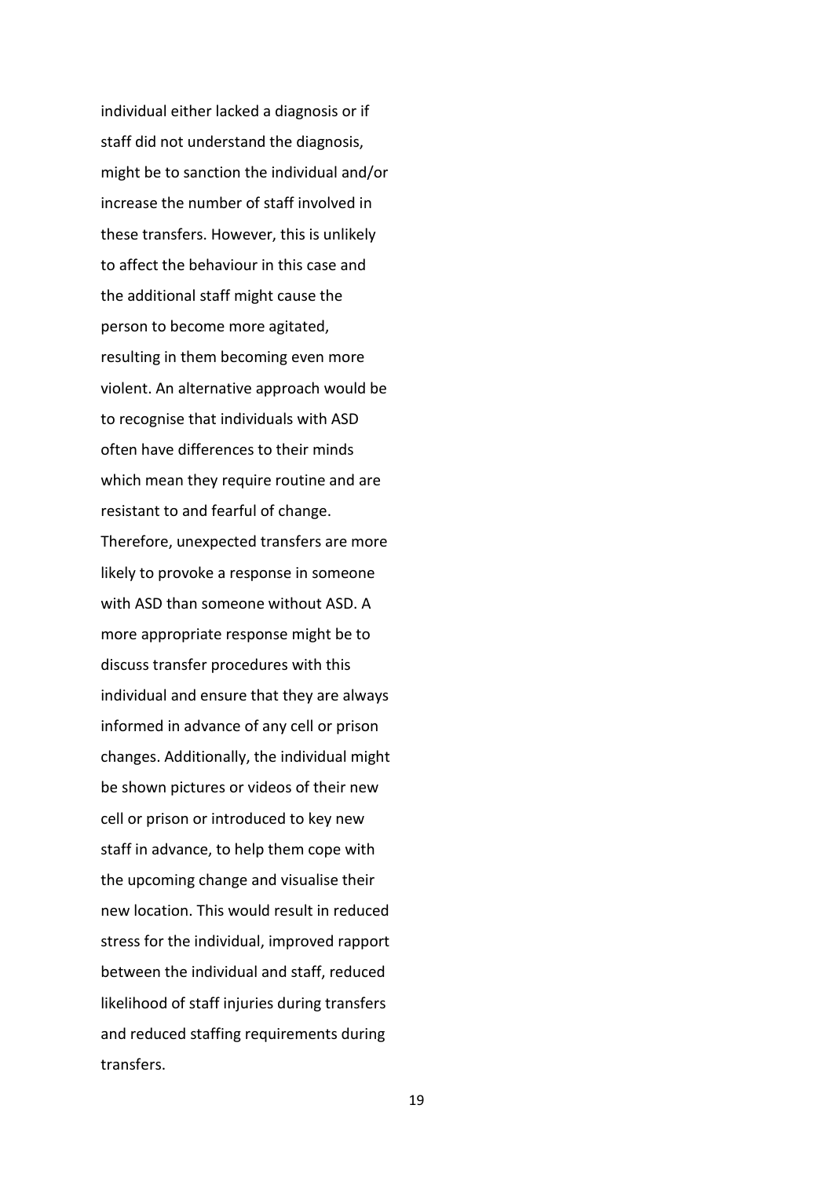individual either lacked a diagnosis or if staff did not understand the diagnosis, might be to sanction the individual and/or increase the number of staff involved in these transfers. However, this is unlikely to affect the behaviour in this case and the additional staff might cause the person to become more agitated, resulting in them becoming even more violent. An alternative approach would be to recognise that individuals with ASD often have differences to their minds which mean they require routine and are resistant to and fearful of change. Therefore, unexpected transfers are more likely to provoke a response in someone with ASD than someone without ASD. A more appropriate response might be to discuss transfer procedures with this individual and ensure that they are always informed in advance of any cell or prison changes. Additionally, the individual might be shown pictures or videos of their new cell or prison or introduced to key new staff in advance, to help them cope with the upcoming change and visualise their new location. This would result in reduced stress for the individual, improved rapport between the individual and staff, reduced likelihood of staff injuries during transfers and reduced staffing requirements during transfers.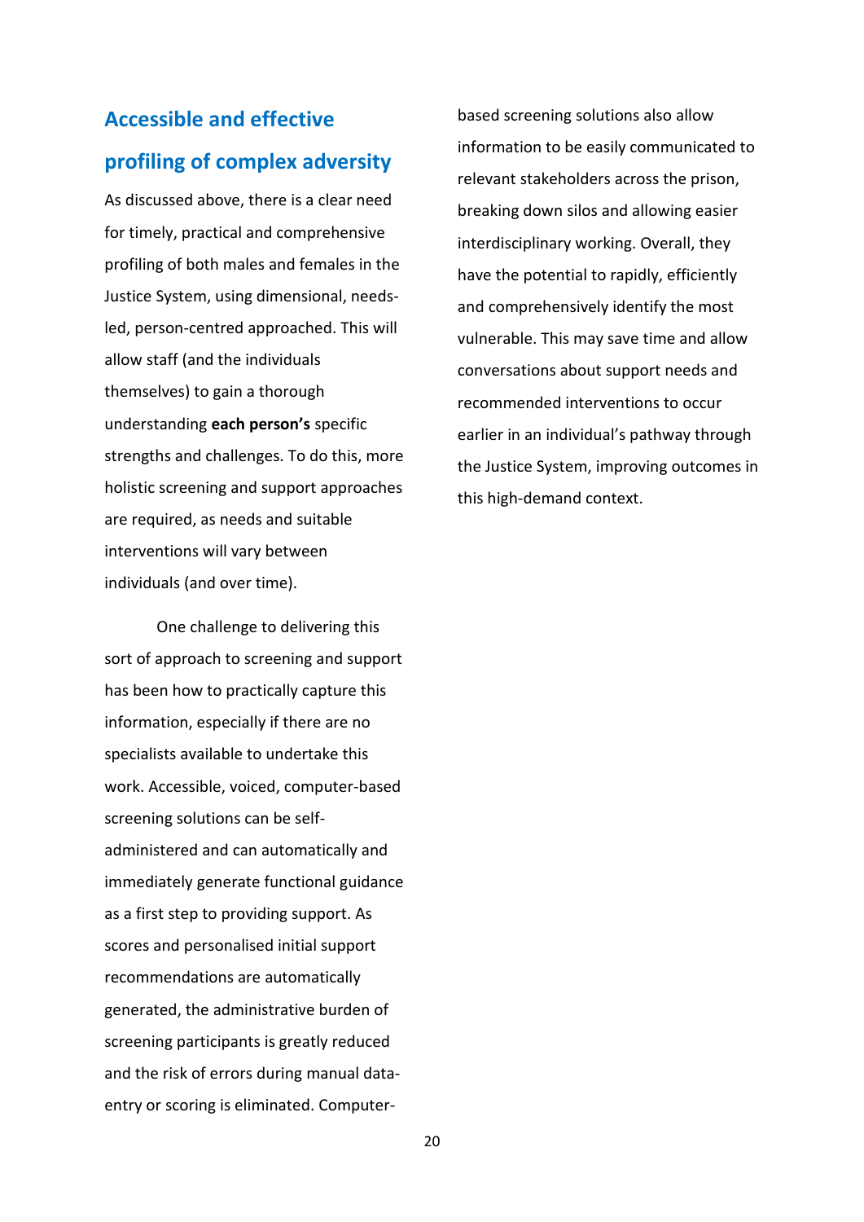## Accessible and effective profiling of complex adversity

As discussed above, there is a clear need for timely, practical and comprehensive profiling of both males and females in the Justice System, using dimensional, needs-led, person-centred approached. This will allow staff (and the individuals themselves) to gain a thorough understanding **each person's** specific strengths and challenges. To do this, more holistic screening and support approaches are required, as needs and suitable interventions will vary between individuals (and over time).

One challenge to delivering this sort of approach to screening and support has been how to practically capture this information, especially if there are no specialists available to undertake this work. Accessible, voiced, computer-based screening solutions can be self-administered and can automatically and immediately generate functional guidance as a first step to providing support. As scores and personalised initial support recommendations are automatically generated, the administrative burden of screening participants is greatly reduced and the risk of errors during manual data-entry or scoring is eliminated. Computer-based screening solutions also allow information to be easily communicated to relevant stakeholders across the prison, breaking down silos and allowing easier interdisciplinary working. Overall, they have the potential to rapidly, efficiently and comprehensively identify the most vulnerable. This may save time and allow conversations about support needs and recommended interventions to occur earlier in an individual's pathway through the Justice System, improving outcomes in this high-demand context.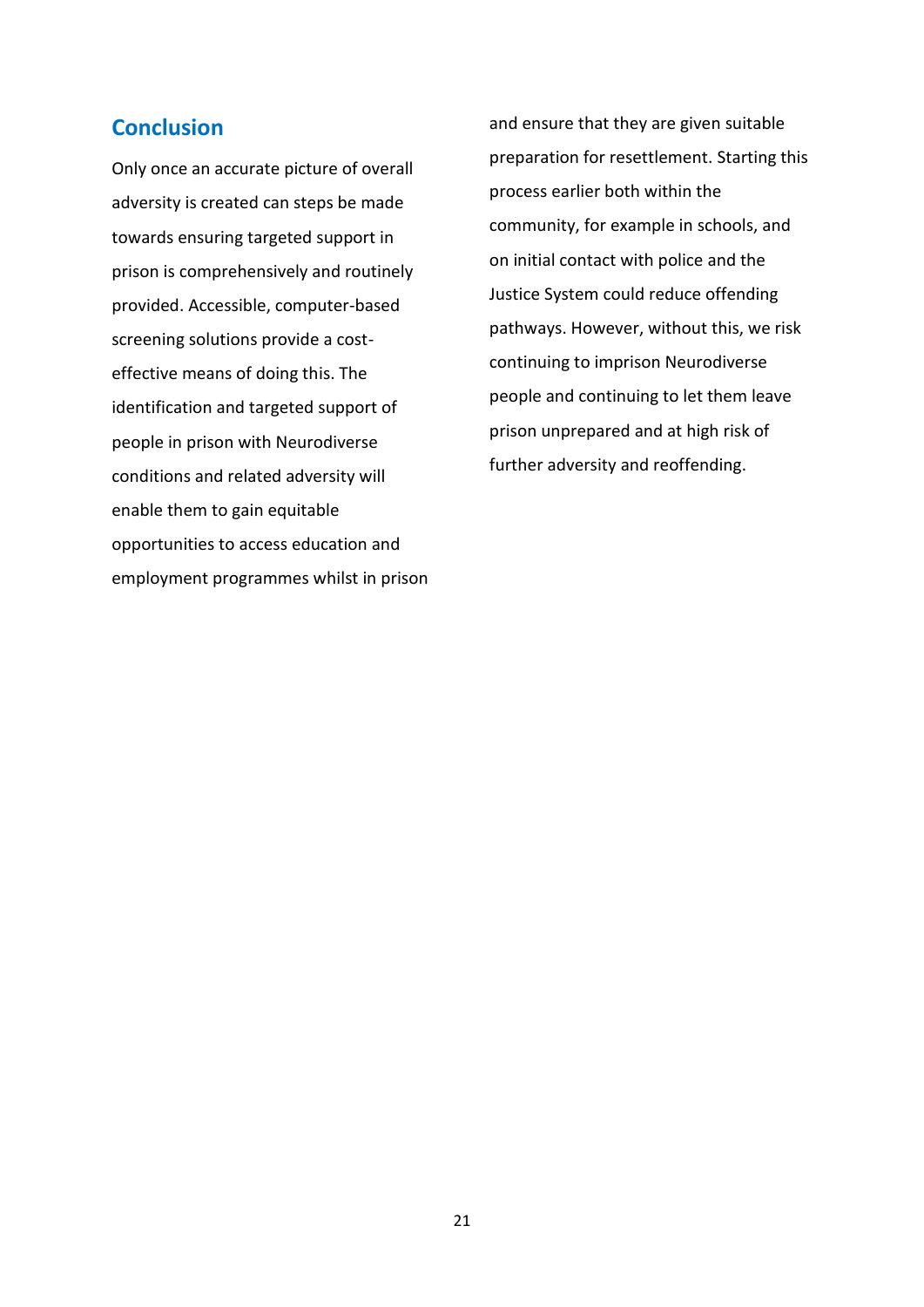## Conclusion

Only once an accurate picture of overall adversity is created can steps be made towards ensuring targeted support in prison is comprehensively and routinely provided. Accessible, computer-based screening solutions provide a cost-effective means of doing this. The identification and targeted support of people in prison with Neurodiverse conditions and related adversity will enable them to gain equitable opportunities to access education and employment programmes whilst in prison and ensure that they are given suitable preparation for resettlement. Starting this process earlier both within the community, for example in schools, and on initial contact with police and the Justice System could reduce offending pathways. However, without this, we risk continuing to imprison Neurodiverse people and continuing to let them leave prison unprepared and at high risk of further adversity and reoffending.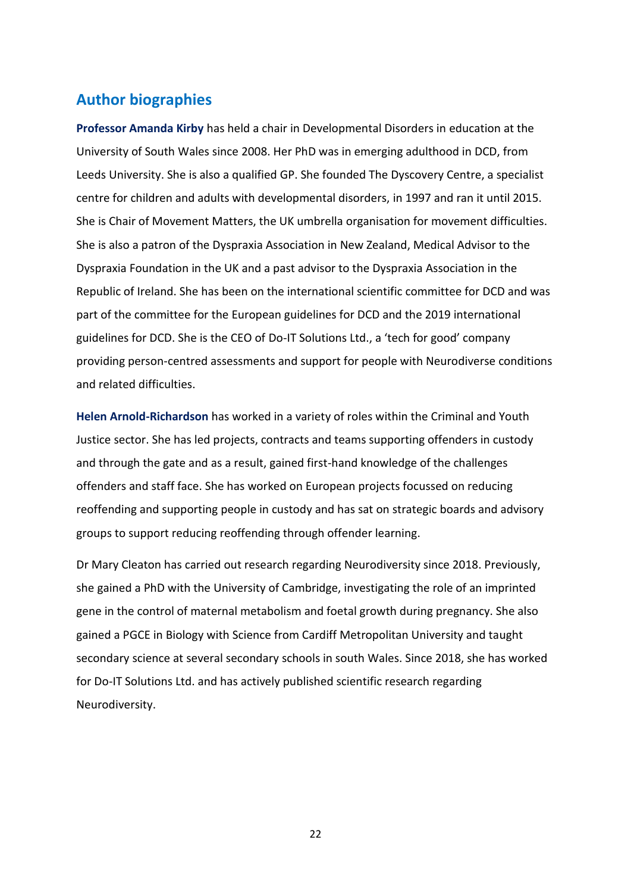## Author biographies

**Professor Amanda Kirby** has held a chair in Developmental Disorders in education at the University of South Wales since 2008. Her PhD was in emerging adulthood in DCD, from Leeds University. She is also a qualified GP. She founded The Dyscovery Centre, a specialist centre for children and adults with developmental disorders, in 1997 and ran it until 2015. She is Chair of Movement Matters, the UK umbrella organisation for movement difficulties. She is also a patron of the Dyspraxia Association in New Zealand, Medical Advisor to the Dyspraxia Foundation in the UK and a past advisor to the Dyspraxia Association in the Republic of Ireland. She has been on the international scientific committee for DCD and was part of the committee for the European guidelines for DCD and the 2019 international guidelines for DCD. She is the CEO of Do-IT Solutions Ltd., a 'tech for good' company providing person-centred assessments and support for people with Neurodiverse conditions and related difficulties.

**Helen Arnold-Richardson** has worked in a variety of roles within the Criminal and Youth Justice sector. She has led projects, contracts and teams supporting offenders in custody and through the gate and as a result, gained first-hand knowledge of the challenges offenders and staff face. She has worked on European projects focussed on reducing reoffending and supporting people in custody and has sat on strategic boards and advisory groups to support reducing reoffending through offender learning.

Dr Mary Cleaton has carried out research regarding Neurodiversity since 2018. Previously, she gained a PhD with the University of Cambridge, investigating the role of an imprinted gene in the control of maternal metabolism and foetal growth during pregnancy. She also gained a PGCE in Biology with Science from Cardiff Metropolitan University and taught secondary science at several secondary schools in south Wales. Since 2018, she has worked for Do-IT Solutions Ltd. and has actively published scientific research regarding Neurodiversity.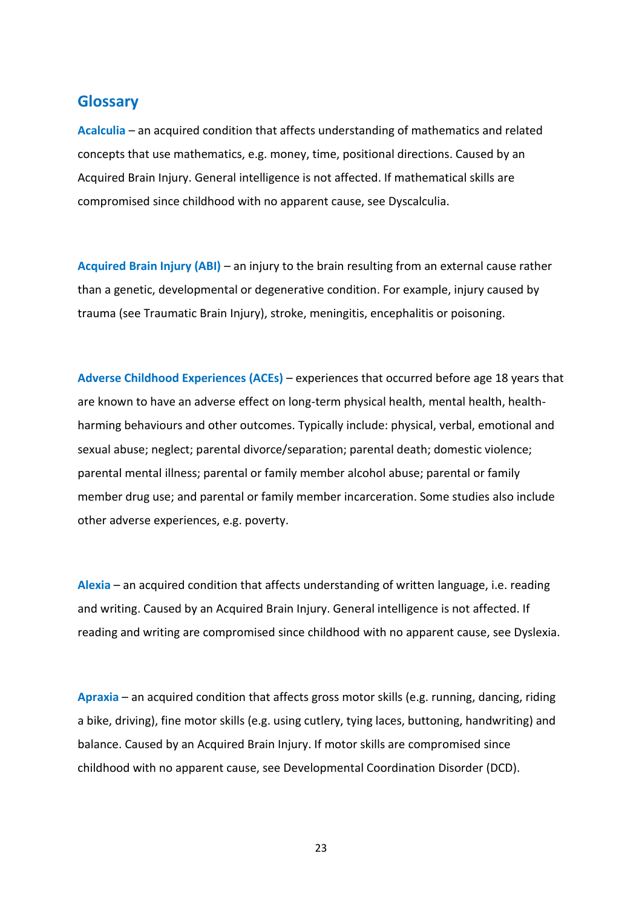## Glossary

**Acalculia** – an acquired condition that affects understanding of mathematics and related concepts that use mathematics, e.g. money, time, positional directions. Caused by an Acquired Brain Injury. General intelligence is not affected. If mathematical skills are compromised since childhood with no apparent cause, see Dyscalculia.

**Acquired Brain Injury (ABI)** – an injury to the brain resulting from an external cause rather than a genetic, developmental or degenerative condition. For example, injury caused by trauma (see Traumatic Brain Injury), stroke, meningitis, encephalitis or poisoning.

**Adverse Childhood Experiences (ACEs)** – experiences that occurred before age 18 years that are known to have an adverse effect on long-term physical health, mental health, health-harming behaviours and other outcomes. Typically include: physical, verbal, emotional and sexual abuse; neglect; parental divorce/separation; parental death; domestic violence; parental mental illness; parental or family member alcohol abuse; parental or family member drug use; and parental or family member incarceration. Some studies also include other adverse experiences, e.g. poverty.

**Alexia** – an acquired condition that affects understanding of written language, i.e. reading and writing. Caused by an Acquired Brain Injury. General intelligence is not affected. If reading and writing are compromised since childhood with no apparent cause, see Dyslexia.

**Apraxia** – an acquired condition that affects gross motor skills (e.g. running, dancing, riding a bike, driving), fine motor skills (e.g. using cutlery, tying laces, buttoning, handwriting) and balance. Caused by an Acquired Brain Injury. If motor skills are compromised since childhood with no apparent cause, see Developmental Coordination Disorder (DCD).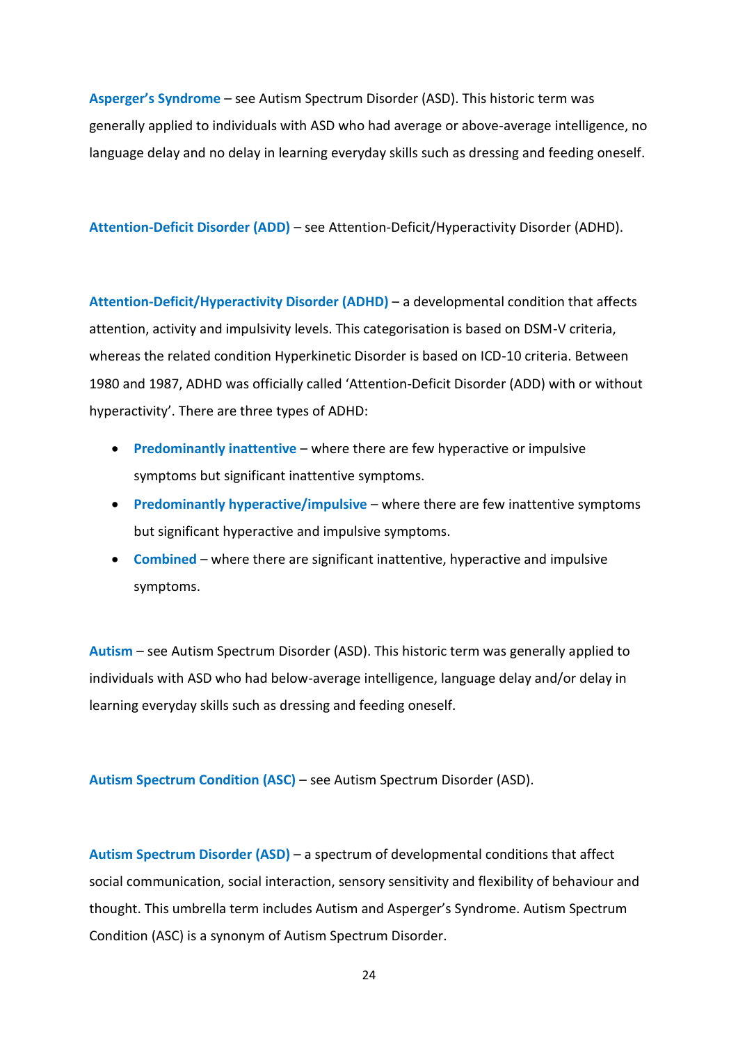**Asperger's Syndrome** – see Autism Spectrum Disorder (ASD). This historic term was generally applied to individuals with ASD who had average or above-average intelligence, no language delay and no delay in learning everyday skills such as dressing and feeding oneself.

**Attention-Deficit Disorder (ADD)** – see Attention-Deficit/Hyperactivity Disorder (ADHD).

**Attention-Deficit/Hyperactivity Disorder (ADHD)** – a developmental condition that affects attention, activity and impulsivity levels. This categorisation is based on DSM-V criteria, whereas the related condition Hyperkinetic Disorder is based on ICD-10 criteria. Between 1980 and 1987, ADHD was officially called 'Attention-Deficit Disorder (ADD) with or without hyperactivity'. There are three types of ADHD:

- **Predominantly inattentive** – where there are few hyperactive or impulsive symptoms but significant inattentive symptoms.
- **Predominantly hyperactive/impulsive** – where there are few inattentive symptoms but significant hyperactive and impulsive symptoms.
- **Combined** – where there are significant inattentive, hyperactive and impulsive symptoms.

**Autism** – see Autism Spectrum Disorder (ASD). This historic term was generally applied to individuals with ASD who had below-average intelligence, language delay and/or delay in learning everyday skills such as dressing and feeding oneself.

**Autism Spectrum Condition (ASC)** – see Autism Spectrum Disorder (ASD).

**Autism Spectrum Disorder (ASD)** – a spectrum of developmental conditions that affect social communication, social interaction, sensory sensitivity and flexibility of behaviour and thought. This umbrella term includes Autism and Asperger's Syndrome. Autism Spectrum Condition (ASC) is a synonym of Autism Spectrum Disorder.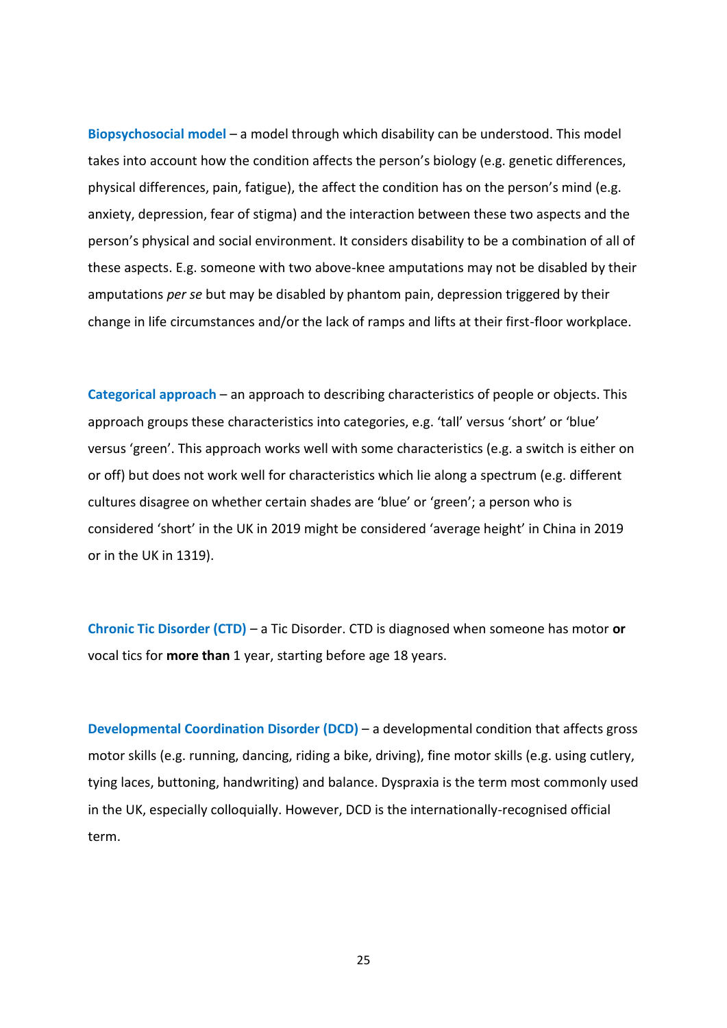**Biopsychosocial model** – a model through which disability can be understood. This model takes into account how the condition affects the person's biology (e.g. genetic differences, physical differences, pain, fatigue), the affect the condition has on the person's mind (e.g. anxiety, depression, fear of stigma) and the interaction between these two aspects and the person's physical and social environment. It considers disability to be a combination of all of these aspects. E.g. someone with two above-knee amputations may not be disabled by their amputations *per se* but may be disabled by phantom pain, depression triggered by their change in life circumstances and/or the lack of ramps and lifts at their first-floor workplace.

**Categorical approach** – an approach to describing characteristics of people or objects. This approach groups these characteristics into categories, e.g. 'tall' versus 'short' or 'blue' versus 'green'. This approach works well with some characteristics (e.g. a switch is either on or off) but does not work well for characteristics which lie along a spectrum (e.g. different cultures disagree on whether certain shades are 'blue' or 'green'; a person who is considered 'short' in the UK in 2019 might be considered 'average height' in China in 2019 or in the UK in 1319).

**Chronic Tic Disorder (CTD)** – a Tic Disorder. CTD is diagnosed when someone has motor **or** vocal tics for **more than** 1 year, starting before age 18 years.

**Developmental Coordination Disorder (DCD)** – a developmental condition that affects gross motor skills (e.g. running, dancing, riding a bike, driving), fine motor skills (e.g. using cutlery, tying laces, buttoning, handwriting) and balance. Dyspraxia is the term most commonly used in the UK, especially colloquially. However, DCD is the internationally-recognised official term.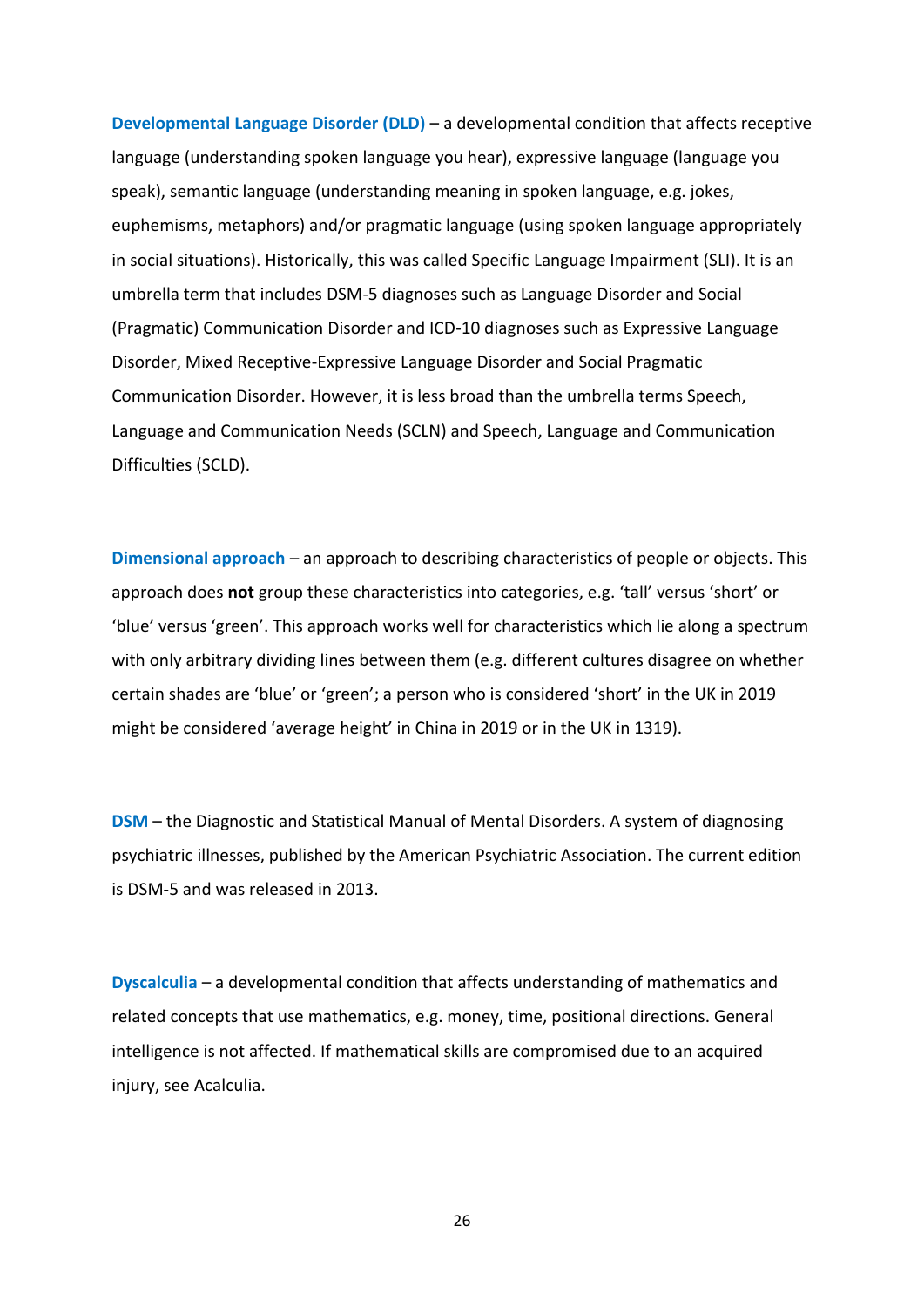**Developmental Language Disorder (DLD)** – a developmental condition that affects receptive language (understanding spoken language you hear), expressive language (language you speak), semantic language (understanding meaning in spoken language, e.g. jokes, euphemisms, metaphors) and/or pragmatic language (using spoken language appropriately in social situations). Historically, this was called Specific Language Impairment (SLI). It is an umbrella term that includes DSM-5 diagnoses such as Language Disorder and Social (Pragmatic) Communication Disorder and ICD-10 diagnoses such as Expressive Language Disorder, Mixed Receptive-Expressive Language Disorder and Social Pragmatic Communication Disorder. However, it is less broad than the umbrella terms Speech, Language and Communication Needs (SCLN) and Speech, Language and Communication Difficulties (SCLD).

**Dimensional approach** – an approach to describing characteristics of people or objects. This approach does **not** group these characteristics into categories, e.g. 'tall' versus 'short' or 'blue' versus 'green'. This approach works well for characteristics which lie along a spectrum with only arbitrary dividing lines between them (e.g. different cultures disagree on whether certain shades are 'blue' or 'green'; a person who is considered 'short' in the UK in 2019 might be considered 'average height' in China in 2019 or in the UK in 1319).

**DSM** – the Diagnostic and Statistical Manual of Mental Disorders. A system of diagnosing psychiatric illnesses, published by the American Psychiatric Association. The current edition is DSM-5 and was released in 2013.

**Dyscalculia** – a developmental condition that affects understanding of mathematics and related concepts that use mathematics, e.g. money, time, positional directions. General intelligence is not affected. If mathematical skills are compromised due to an acquired injury, see Acalculia.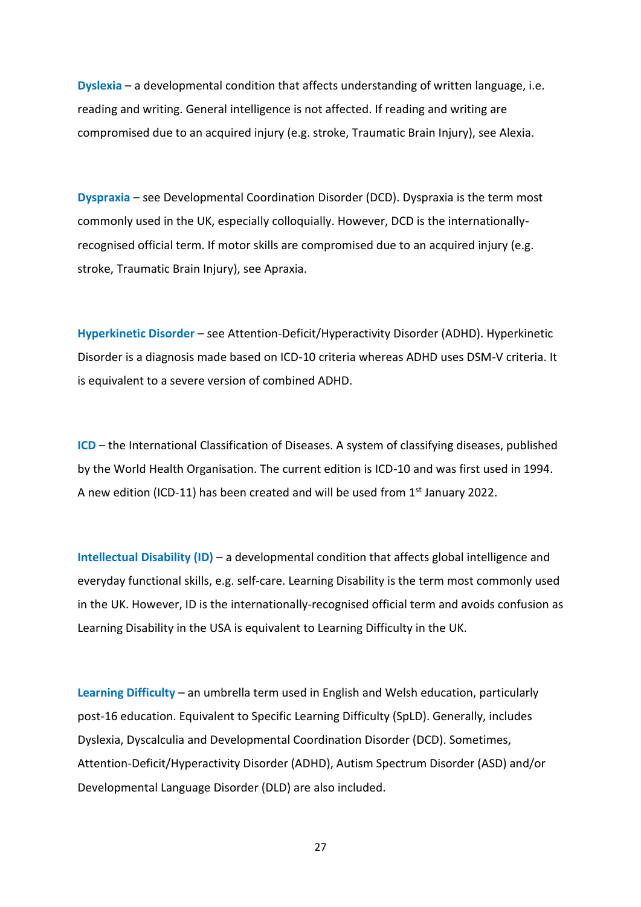**Dyslexia** – a developmental condition that affects understanding of written language, i.e. reading and writing. General intelligence is not affected. If reading and writing are compromised due to an acquired injury (e.g. stroke, Traumatic Brain Injury), see Alexia.

**Dyspraxia** – see Developmental Coordination Disorder (DCD). Dyspraxia is the term most commonly used in the UK, especially colloquially. However, DCD is the internationally-recognised official term. If motor skills are compromised due to an acquired injury (e.g. stroke, Traumatic Brain Injury), see Apraxia.

**Hyperkinetic Disorder** – see Attention-Deficit/Hyperactivity Disorder (ADHD). Hyperkinetic Disorder is a diagnosis made based on ICD-10 criteria whereas ADHD uses DSM-V criteria. It is equivalent to a severe version of combined ADHD.

**ICD** – the International Classification of Diseases. A system of classifying diseases, published by the World Health Organisation. The current edition is ICD-10 and was first used in 1994. A new edition (ICD-11) has been created and will be used from 1st January 2022.

**Intellectual Disability (ID)** – a developmental condition that affects global intelligence and everyday functional skills, e.g. self-care. Learning Disability is the term most commonly used in the UK. However, ID is the internationally-recognised official term and avoids confusion as Learning Disability in the USA is equivalent to Learning Difficulty in the UK.

**Learning Difficulty** – an umbrella term used in English and Welsh education, particularly post-16 education. Equivalent to Specific Learning Difficulty (SpLD). Generally, includes Dyslexia, Dyscalculia and Developmental Coordination Disorder (DCD). Sometimes, Attention-Deficit/Hyperactivity Disorder (ADHD), Autism Spectrum Disorder (ASD) and/or Developmental Language Disorder (DLD) are also included.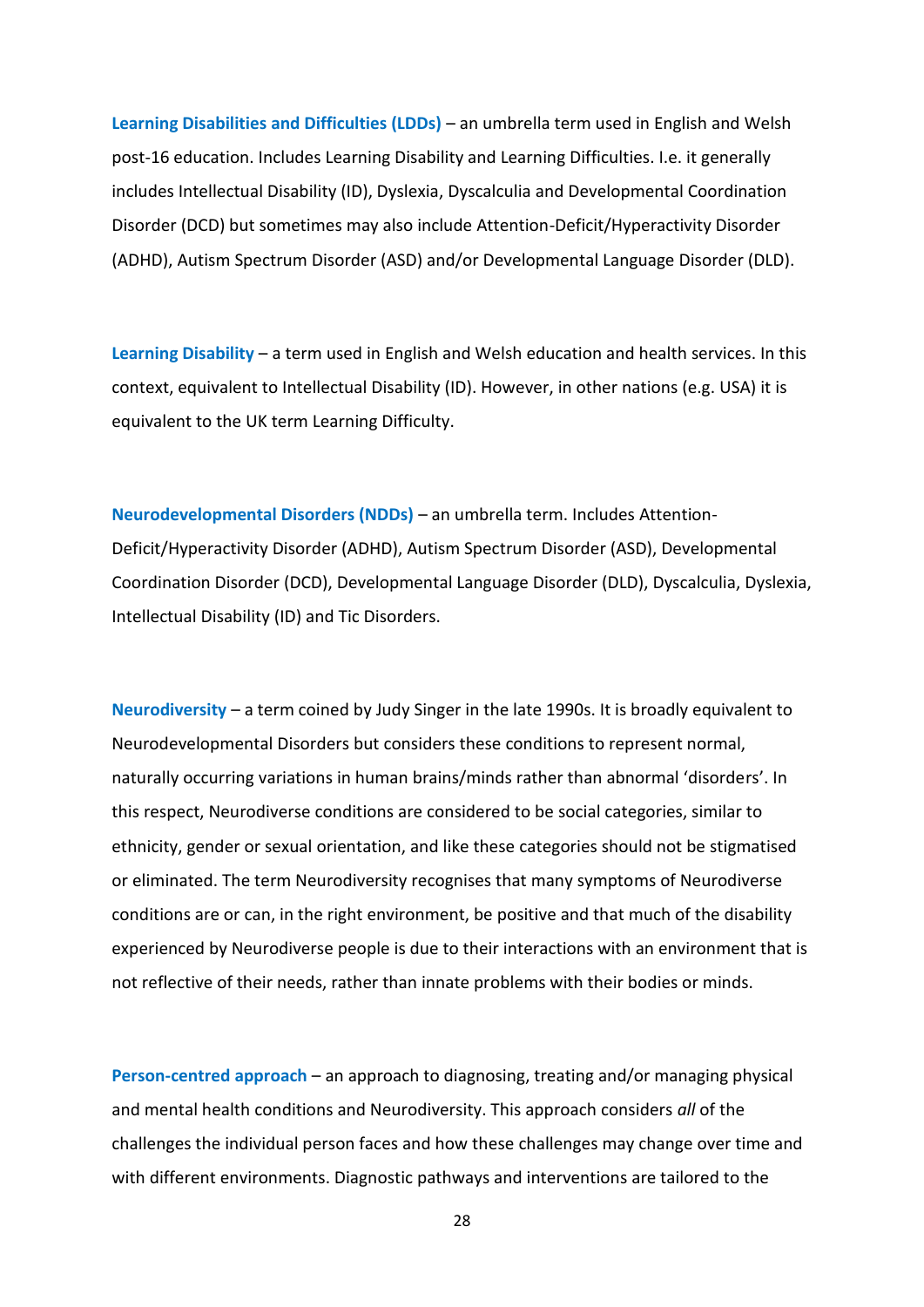**Learning Disabilities and Difficulties (LDDs)** – an umbrella term used in English and Welsh post-16 education. Includes Learning Disability and Learning Difficulties. I.e. it generally includes Intellectual Disability (ID), Dyslexia, Dyscalculia and Developmental Coordination Disorder (DCD) but sometimes may also include Attention-Deficit/Hyperactivity Disorder (ADHD), Autism Spectrum Disorder (ASD) and/or Developmental Language Disorder (DLD).

**Learning Disability** – a term used in English and Welsh education and health services. In this context, equivalent to Intellectual Disability (ID). However, in other nations (e.g. USA) it is equivalent to the UK term Learning Difficulty.

**Neurodevelopmental Disorders (NDDs)** – an umbrella term. Includes Attention-Deficit/Hyperactivity Disorder (ADHD), Autism Spectrum Disorder (ASD), Developmental Coordination Disorder (DCD), Developmental Language Disorder (DLD), Dyscalculia, Dyslexia, Intellectual Disability (ID) and Tic Disorders.

**Neurodiversity** – a term coined by Judy Singer in the late 1990s. It is broadly equivalent to Neurodevelopmental Disorders but considers these conditions to represent normal, naturally occurring variations in human brains/minds rather than abnormal 'disorders'. In this respect, Neurodiverse conditions are considered to be social categories, similar to ethnicity, gender or sexual orientation, and like these categories should not be stigmatised or eliminated. The term Neurodiversity recognises that many symptoms of Neurodiverse conditions are or can, in the right environment, be positive and that much of the disability experienced by Neurodiverse people is due to their interactions with an environment that is not reflective of their needs, rather than innate problems with their bodies or minds.

**Person-centred approach** – an approach to diagnosing, treating and/or managing physical and mental health conditions and Neurodiversity. This approach considers *all* of the challenges the individual person faces and how these challenges may change over time and with different environments. Diagnostic pathways and interventions are tailored to the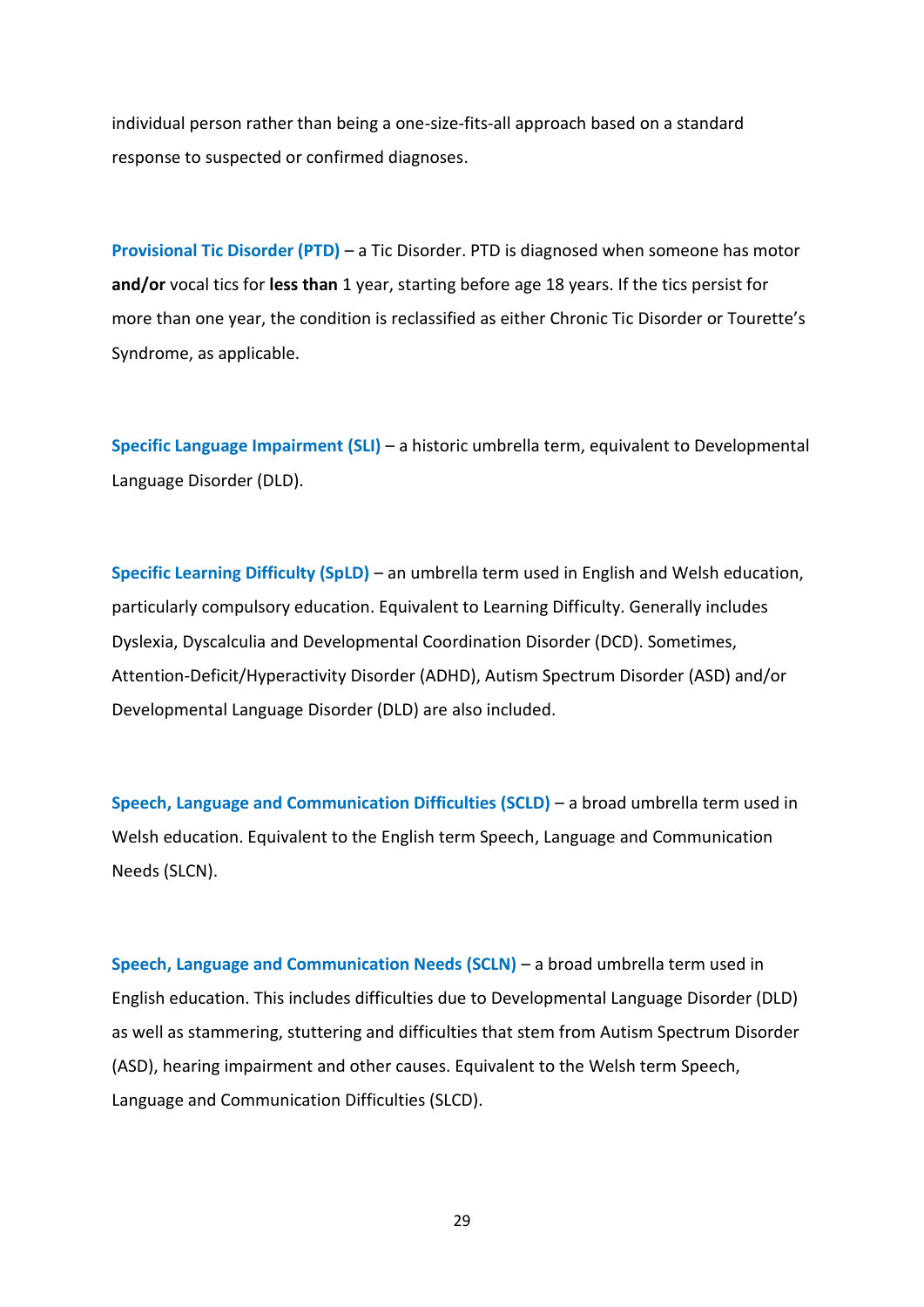individual person rather than being a one-size-fits-all approach based on a standard response to suspected or confirmed diagnoses.

**Provisional Tic Disorder (PTD)** – a Tic Disorder. PTD is diagnosed when someone has motor **and/or** vocal tics for **less than** 1 year, starting before age 18 years. If the tics persist for more than one year, the condition is reclassified as either Chronic Tic Disorder or Tourette's Syndrome, as applicable.

**Specific Language Impairment (SLI)** – a historic umbrella term, equivalent to Developmental Language Disorder (DLD).

**Specific Learning Difficulty (SpLD)** – an umbrella term used in English and Welsh education, particularly compulsory education. Equivalent to Learning Difficulty. Generally includes Dyslexia, Dyscalculia and Developmental Coordination Disorder (DCD). Sometimes, Attention-Deficit/Hyperactivity Disorder (ADHD), Autism Spectrum Disorder (ASD) and/or Developmental Language Disorder (DLD) are also included.

**Speech, Language and Communication Difficulties (SCLD)** – a broad umbrella term used in Welsh education. Equivalent to the English term Speech, Language and Communication Needs (SLCN).

**Speech, Language and Communication Needs (SCLN)** – a broad umbrella term used in English education. This includes difficulties due to Developmental Language Disorder (DLD) as well as stammering, stuttering and difficulties that stem from Autism Spectrum Disorder (ASD), hearing impairment and other causes. Equivalent to the Welsh term Speech, Language and Communication Difficulties (SLCD).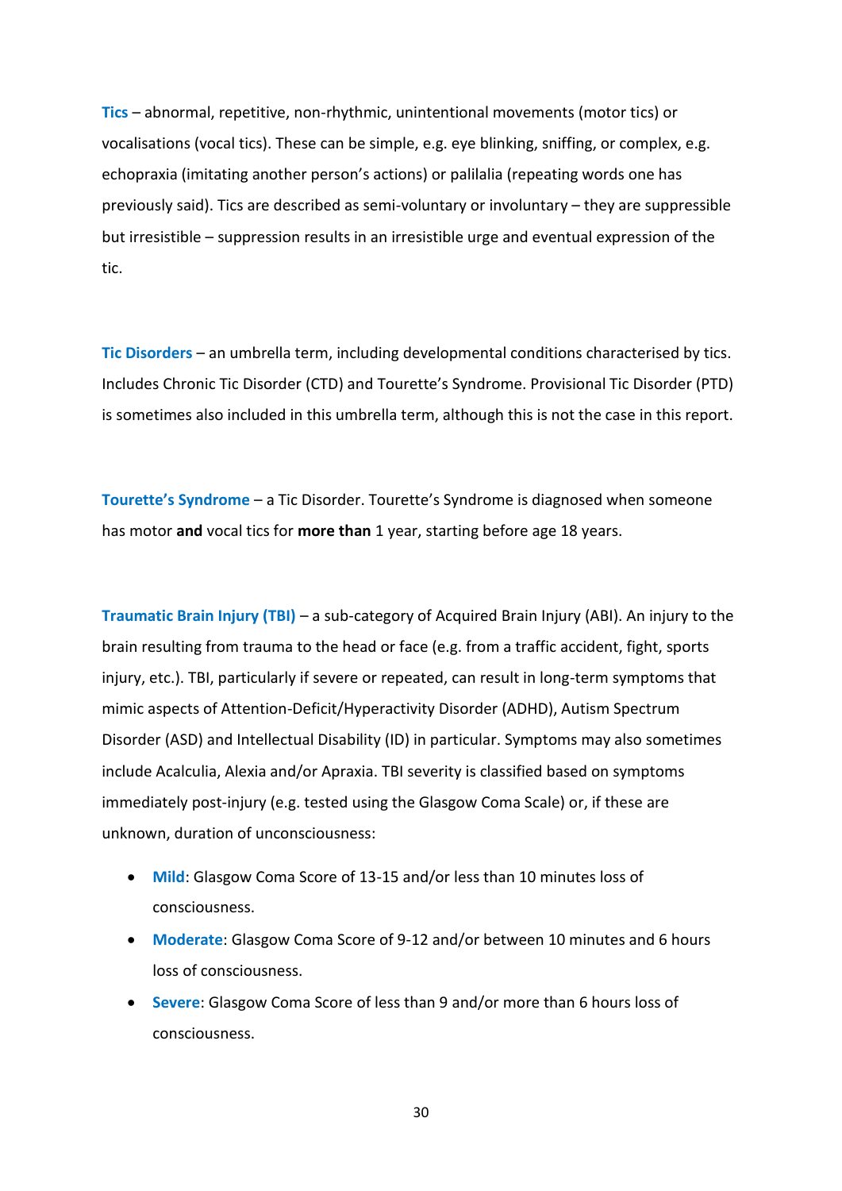**Tics** – abnormal, repetitive, non-rhythmic, unintentional movements (motor tics) or vocalisations (vocal tics). These can be simple, e.g. eye blinking, sniffing, or complex, e.g. echopraxia (imitating another person's actions) or palilalia (repeating words one has previously said). Tics are described as semi-voluntary or involuntary – they are suppressible but irresistible – suppression results in an irresistible urge and eventual expression of the tic.

**Tic Disorders** – an umbrella term, including developmental conditions characterised by tics. Includes Chronic Tic Disorder (CTD) and Tourette's Syndrome. Provisional Tic Disorder (PTD) is sometimes also included in this umbrella term, although this is not the case in this report.

**Tourette's Syndrome** – a Tic Disorder. Tourette's Syndrome is diagnosed when someone has motor **and** vocal tics for **more than** 1 year, starting before age 18 years.

**Traumatic Brain Injury (TBI)** – a sub-category of Acquired Brain Injury (ABI). An injury to the brain resulting from trauma to the head or face (e.g. from a traffic accident, fight, sports injury, etc.). TBI, particularly if severe or repeated, can result in long-term symptoms that mimic aspects of Attention-Deficit/Hyperactivity Disorder (ADHD), Autism Spectrum Disorder (ASD) and Intellectual Disability (ID) in particular. Symptoms may also sometimes include Acalculia, Alexia and/or Apraxia. TBI severity is classified based on symptoms immediately post-injury (e.g. tested using the Glasgow Coma Scale) or, if these are unknown, duration of unconsciousness:

- **Mild**: Glasgow Coma Score of 13-15 and/or less than 10 minutes loss of consciousness.
- **Moderate**: Glasgow Coma Score of 9-12 and/or between 10 minutes and 6 hours loss of consciousness.
- **Severe**: Glasgow Coma Score of less than 9 and/or more than 6 hours loss of consciousness.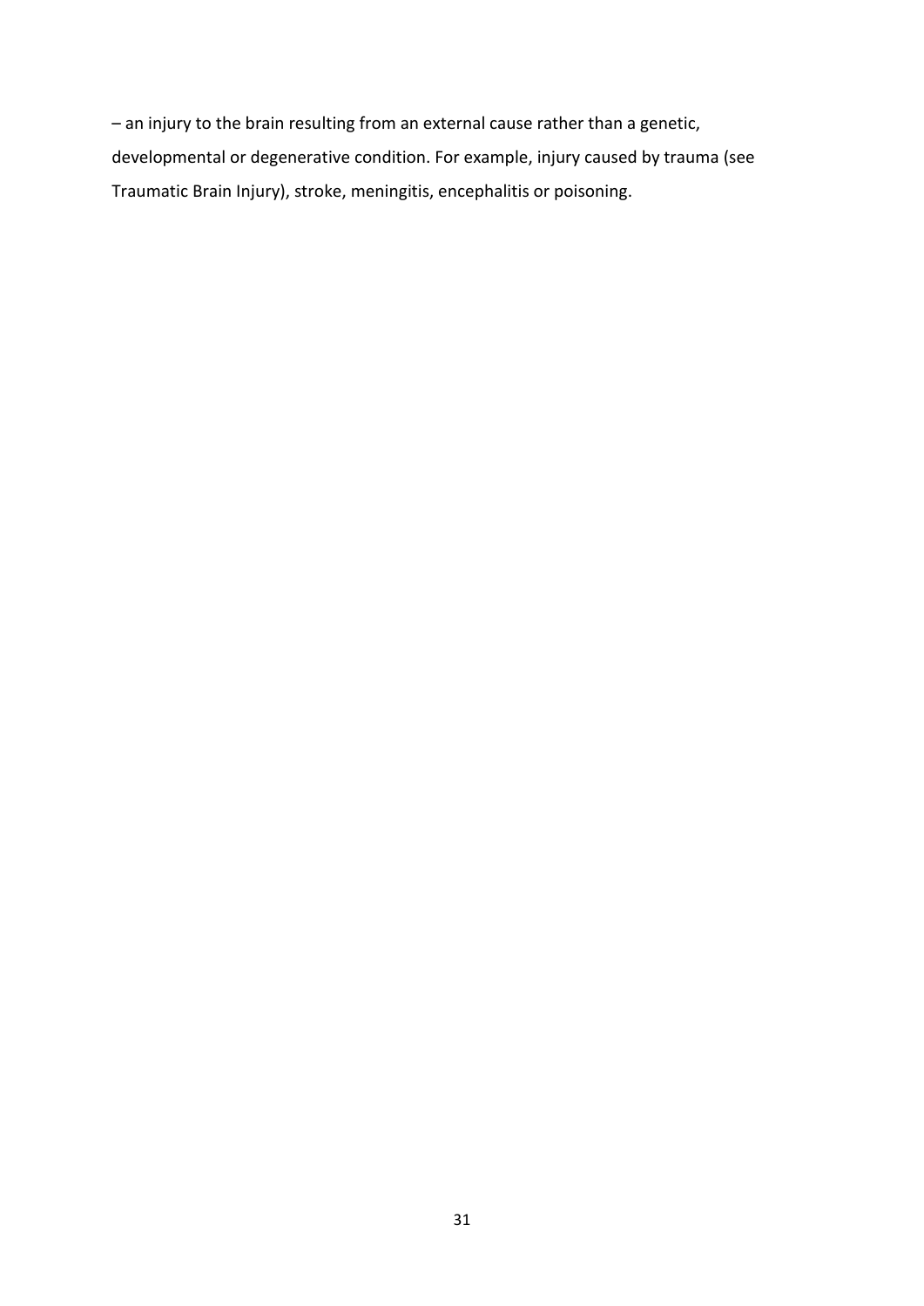– an injury to the brain resulting from an external cause rather than a genetic, developmental or degenerative condition. For example, injury caused by trauma (see Traumatic Brain Injury), stroke, meningitis, encephalitis or poisoning.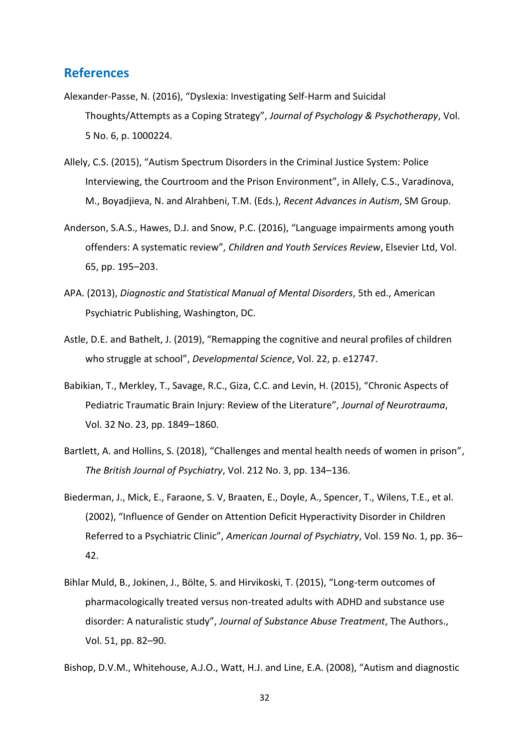## References

Alexander-Passe, N. (2016), "Dyslexia: Investigating Self-Harm and Suicidal Thoughts/Attempts as a Coping Strategy", *Journal of Psychology & Psychotherapy*, Vol. 5 No. 6, p. 1000224.

Allely, C.S. (2015), "Autism Spectrum Disorders in the Criminal Justice System: Police Interviewing, the Courtroom and the Prison Environment", in Allely, C.S., Varadinova, M., Boyadjieva, N. and Alrahbeni, T.M. (Eds.), *Recent Advances in Autism*, SM Group.

Anderson, S.A.S., Hawes, D.J. and Snow, P.C. (2016), "Language impairments among youth offenders: A systematic review", *Children and Youth Services Review*, Elsevier Ltd, Vol. 65, pp. 195–203.

APA. (2013), *Diagnostic and Statistical Manual of Mental Disorders*, 5th ed., American Psychiatric Publishing, Washington, DC.

Astle, D.E. and Bathelt, J. (2019), "Remapping the cognitive and neural profiles of children who struggle at school", *Developmental Science*, Vol. 22, p. e12747.

Babikian, T., Merkley, T., Savage, R.C., Giza, C.C. and Levin, H. (2015), "Chronic Aspects of Pediatric Traumatic Brain Injury: Review of the Literature", *Journal of Neurotrauma*, Vol. 32 No. 23, pp. 1849–1860.

Bartlett, A. and Hollins, S. (2018), "Challenges and mental health needs of women in prison", *The British Journal of Psychiatry*, Vol. 212 No. 3, pp. 134–136.

Biederman, J., Mick, E., Faraone, S. V, Braaten, E., Doyle, A., Spencer, T., Wilens, T.E., et al. (2002), "Influence of Gender on Attention Deficit Hyperactivity Disorder in Children Referred to a Psychiatric Clinic", *American Journal of Psychiatry*, Vol. 159 No. 1, pp. 36–42.

Bihlar Muld, B., Jokinen, J., Bölte, S. and Hirvikoski, T. (2015), "Long-term outcomes of pharmacologically treated versus non-treated adults with ADHD and substance use disorder: A naturalistic study", *Journal of Substance Abuse Treatment*, The Authors., Vol. 51, pp. 82–90.

Bishop, D.V.M., Whitehouse, A.J.O., Watt, H.J. and Line, E.A. (2008), "Autism and diagnostic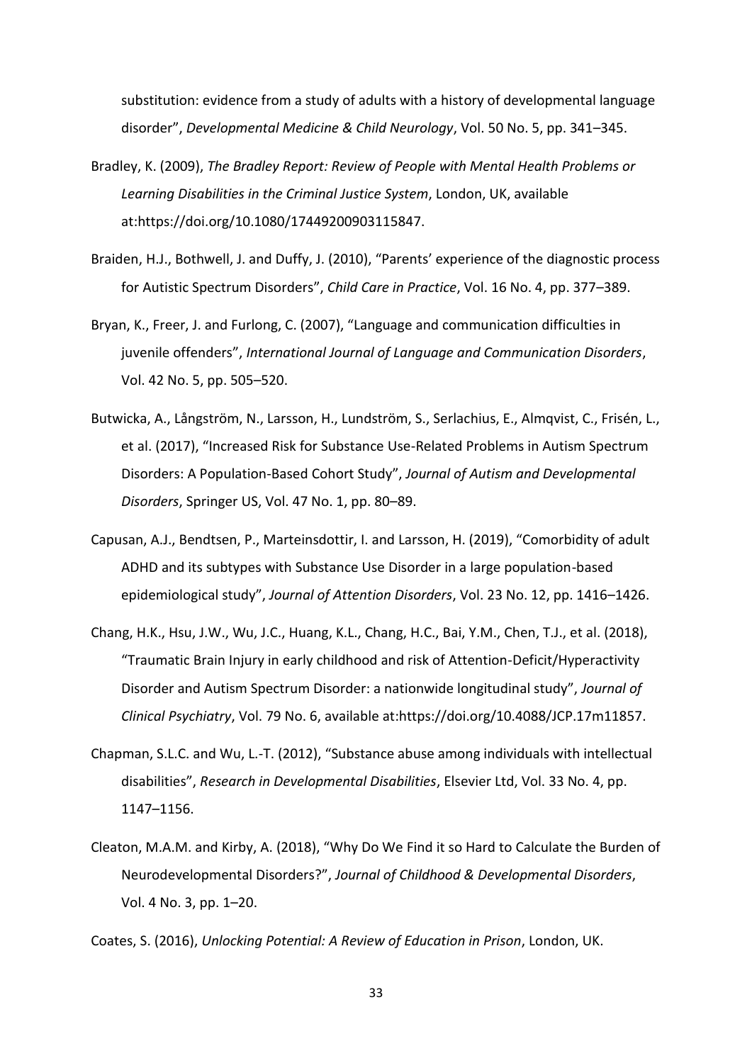substitution: evidence from a study of adults with a history of developmental language disorder", *Developmental Medicine & Child Neurology*, Vol. 50 No. 5, pp. 341–345.

Bradley, K. (2009), *The Bradley Report: Review of People with Mental Health Problems or Learning Disabilities in the Criminal Justice System*, London, UK, available at:https://doi.org/10.1080/17449200903115847.

Braiden, H.J., Bothwell, J. and Duffy, J. (2010), "Parents' experience of the diagnostic process for Autistic Spectrum Disorders", *Child Care in Practice*, Vol. 16 No. 4, pp. 377–389.

Bryan, K., Freer, J. and Furlong, C. (2007), "Language and communication difficulties in juvenile offenders", *International Journal of Language and Communication Disorders*, Vol. 42 No. 5, pp. 505–520.

Butwicka, A., Långström, N., Larsson, H., Lundström, S., Serlachius, E., Almqvist, C., Frisén, L., et al. (2017), "Increased Risk for Substance Use-Related Problems in Autism Spectrum Disorders: A Population-Based Cohort Study", *Journal of Autism and Developmental Disorders*, Springer US, Vol. 47 No. 1, pp. 80–89.

Capusan, A.J., Bendtsen, P., Marteinsdottir, I. and Larsson, H. (2019), "Comorbidity of adult ADHD and its subtypes with Substance Use Disorder in a large population-based epidemiological study", *Journal of Attention Disorders*, Vol. 23 No. 12, pp. 1416–1426.

Chang, H.K., Hsu, J.W., Wu, J.C., Huang, K.L., Chang, H.C., Bai, Y.M., Chen, T.J., et al. (2018), "Traumatic Brain Injury in early childhood and risk of Attention-Deficit/Hyperactivity Disorder and Autism Spectrum Disorder: a nationwide longitudinal study", *Journal of Clinical Psychiatry*, Vol. 79 No. 6, available at:https://doi.org/10.4088/JCP.17m11857.

Chapman, S.L.C. and Wu, L.-T. (2012), "Substance abuse among individuals with intellectual disabilities", *Research in Developmental Disabilities*, Elsevier Ltd, Vol. 33 No. 4, pp. 1147–1156.

Cleaton, M.A.M. and Kirby, A. (2018), "Why Do We Find it so Hard to Calculate the Burden of Neurodevelopmental Disorders?", *Journal of Childhood & Developmental Disorders*, Vol. 4 No. 3, pp. 1–20.

Coates, S. (2016), *Unlocking Potential: A Review of Education in Prison*, London, UK.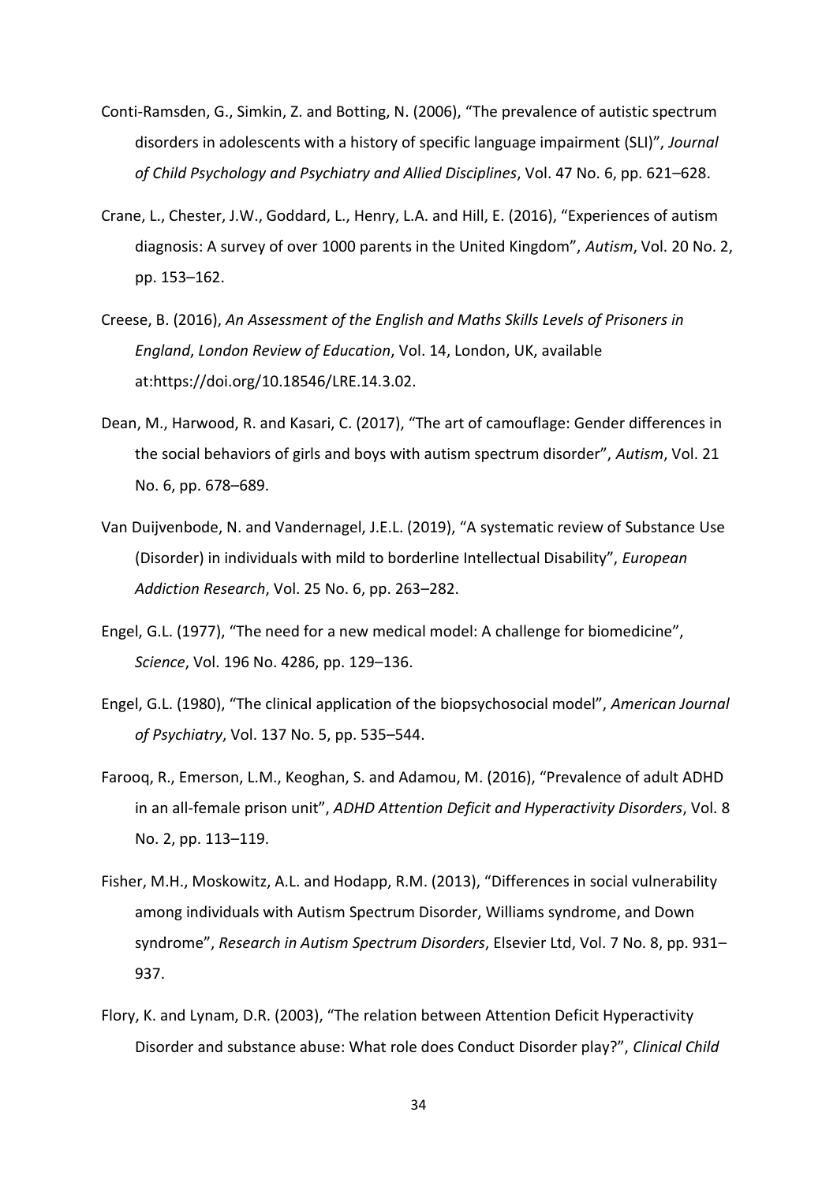Conti-Ramsden, G., Simkin, Z. and Botting, N. (2006), "The prevalence of autistic spectrum disorders in adolescents with a history of specific language impairment (SLI)", *Journal of Child Psychology and Psychiatry and Allied Disciplines*, Vol. 47 No. 6, pp. 621–628.

Crane, L., Chester, J.W., Goddard, L., Henry, L.A. and Hill, E. (2016), "Experiences of autism diagnosis: A survey of over 1000 parents in the United Kingdom", *Autism*, Vol. 20 No. 2, pp. 153–162.

Creese, B. (2016), *An Assessment of the English and Maths Skills Levels of Prisoners in England*, *London Review of Education*, Vol. 14, London, UK, available at:https://doi.org/10.18546/LRE.14.3.02.

Dean, M., Harwood, R. and Kasari, C. (2017), "The art of camouflage: Gender differences in the social behaviors of girls and boys with autism spectrum disorder", *Autism*, Vol. 21 No. 6, pp. 678–689.

Van Duijvenbode, N. and Vandernagel, J.E.L. (2019), "A systematic review of Substance Use (Disorder) in individuals with mild to borderline Intellectual Disability", *European Addiction Research*, Vol. 25 No. 6, pp. 263–282.

Engel, G.L. (1977), "The need for a new medical model: A challenge for biomedicine", *Science*, Vol. 196 No. 4286, pp. 129–136.

Engel, G.L. (1980), "The clinical application of the biopsychosocial model", *American Journal of Psychiatry*, Vol. 137 No. 5, pp. 535–544.

Farooq, R., Emerson, L.M., Keoghan, S. and Adamou, M. (2016), "Prevalence of adult ADHD in an all-female prison unit", *ADHD Attention Deficit and Hyperactivity Disorders*, Vol. 8 No. 2, pp. 113–119.

Fisher, M.H., Moskowitz, A.L. and Hodapp, R.M. (2013), "Differences in social vulnerability among individuals with Autism Spectrum Disorder, Williams syndrome, and Down syndrome", *Research in Autism Spectrum Disorders*, Elsevier Ltd, Vol. 7 No. 8, pp. 931–937.

Flory, K. and Lynam, D.R. (2003), "The relation between Attention Deficit Hyperactivity Disorder and substance abuse: What role does Conduct Disorder play?", *Clinical Child*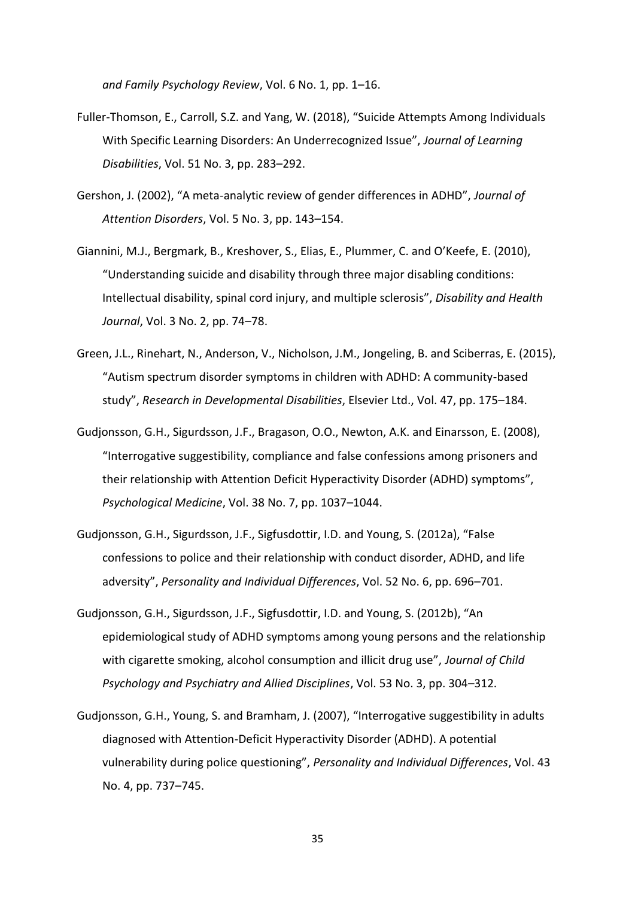*and Family Psychology Review*, Vol. 6 No. 1, pp. 1–16.

Fuller-Thomson, E., Carroll, S.Z. and Yang, W. (2018), “Suicide Attempts Among Individuals With Specific Learning Disorders: An Underrecognized Issue”, *Journal of Learning Disabilities*, Vol. 51 No. 3, pp. 283–292.

Gershon, J. (2002), “A meta-analytic review of gender differences in ADHD”, *Journal of Attention Disorders*, Vol. 5 No. 3, pp. 143–154.

Giannini, M.J., Bergmark, B., Kreshover, S., Elias, E., Plummer, C. and O’Keefe, E. (2010), “Understanding suicide and disability through three major disabling conditions: Intellectual disability, spinal cord injury, and multiple sclerosis”, *Disability and Health Journal*, Vol. 3 No. 2, pp. 74–78.

Green, J.L., Rinehart, N., Anderson, V., Nicholson, J.M., Jongeling, B. and Sciberras, E. (2015), “Autism spectrum disorder symptoms in children with ADHD: A community-based study”, *Research in Developmental Disabilities*, Elsevier Ltd., Vol. 47, pp. 175–184.

Gudjonsson, G.H., Sigurdsson, J.F., Bragason, O.O., Newton, A.K. and Einarsson, E. (2008), “Interrogative suggestibility, compliance and false confessions among prisoners and their relationship with Attention Deficit Hyperactivity Disorder (ADHD) symptoms”, *Psychological Medicine*, Vol. 38 No. 7, pp. 1037–1044.

Gudjonsson, G.H., Sigurdsson, J.F., Sigfusdottir, I.D. and Young, S. (2012a), “False confessions to police and their relationship with conduct disorder, ADHD, and life adversity”, *Personality and Individual Differences*, Vol. 52 No. 6, pp. 696–701.

Gudjonsson, G.H., Sigurdsson, J.F., Sigfusdottir, I.D. and Young, S. (2012b), “An epidemiological study of ADHD symptoms among young persons and the relationship with cigarette smoking, alcohol consumption and illicit drug use”, *Journal of Child Psychology and Psychiatry and Allied Disciplines*, Vol. 53 No. 3, pp. 304–312.

Gudjonsson, G.H., Young, S. and Bramham, J. (2007), “Interrogative suggestibility in adults diagnosed with Attention-Deficit Hyperactivity Disorder (ADHD). A potential vulnerability during police questioning”, *Personality and Individual Differences*, Vol. 43 No. 4, pp. 737–745.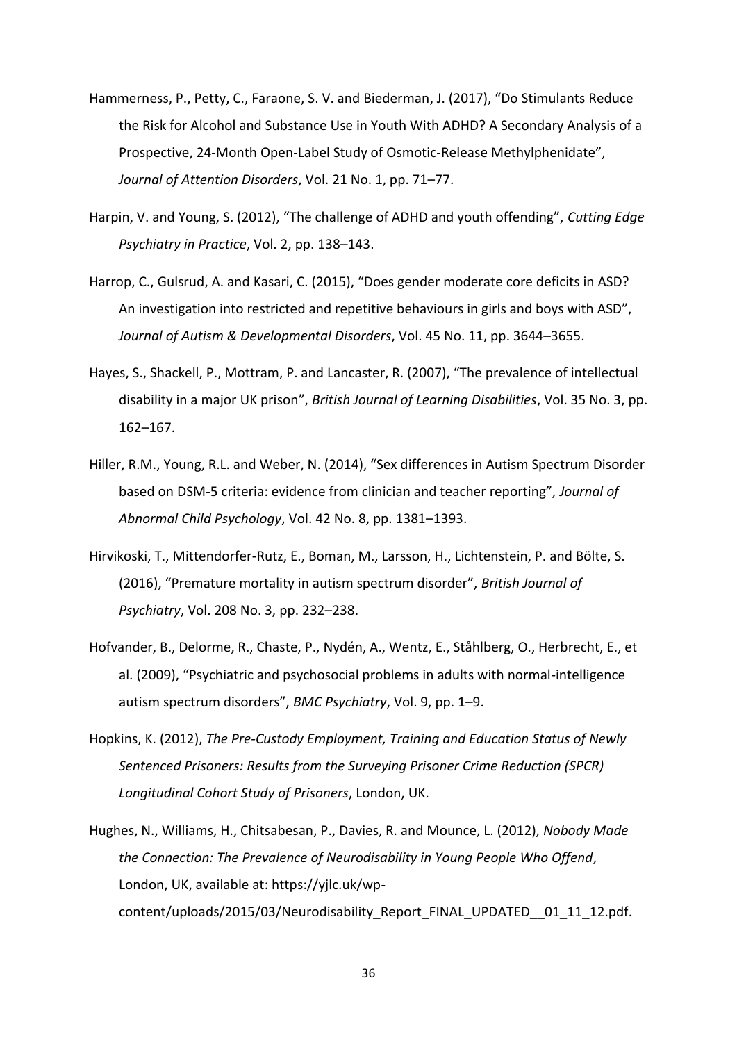Hammerness, P., Petty, C., Faraone, S. V. and Biederman, J. (2017), "Do Stimulants Reduce the Risk for Alcohol and Substance Use in Youth With ADHD? A Secondary Analysis of a Prospective, 24-Month Open-Label Study of Osmotic-Release Methylphenidate", *Journal of Attention Disorders*, Vol. 21 No. 1, pp. 71–77.

Harpin, V. and Young, S. (2012), "The challenge of ADHD and youth offending", *Cutting Edge Psychiatry in Practice*, Vol. 2, pp. 138–143.

Harrop, C., Gulsrud, A. and Kasari, C. (2015), "Does gender moderate core deficits in ASD? An investigation into restricted and repetitive behaviours in girls and boys with ASD", *Journal of Autism & Developmental Disorders*, Vol. 45 No. 11, pp. 3644–3655.

Hayes, S., Shackell, P., Mottram, P. and Lancaster, R. (2007), "The prevalence of intellectual disability in a major UK prison", *British Journal of Learning Disabilities*, Vol. 35 No. 3, pp. 162–167.

Hiller, R.M., Young, R.L. and Weber, N. (2014), "Sex differences in Autism Spectrum Disorder based on DSM-5 criteria: evidence from clinician and teacher reporting", *Journal of Abnormal Child Psychology*, Vol. 42 No. 8, pp. 1381–1393.

Hirvikoski, T., Mittendorfer-Rutz, E., Boman, M., Larsson, H., Lichtenstein, P. and Bölte, S. (2016), "Premature mortality in autism spectrum disorder", *British Journal of Psychiatry*, Vol. 208 No. 3, pp. 232–238.

Hofvander, B., Delorme, R., Chaste, P., Nydén, A., Wentz, E., Ståhlberg, O., Herbrecht, E., et al. (2009), "Psychiatric and psychosocial problems in adults with normal-intelligence autism spectrum disorders", *BMC Psychiatry*, Vol. 9, pp. 1–9.

Hopkins, K. (2012), *The Pre-Custody Employment, Training and Education Status of Newly Sentenced Prisoners: Results from the Surveying Prisoner Crime Reduction (SPCR) Longitudinal Cohort Study of Prisoners*, London, UK.

Hughes, N., Williams, H., Chitsabesan, P., Davies, R. and Mounce, L. (2012), *Nobody Made the Connection: The Prevalence of Neurodisability in Young People Who Offend*, London, UK, available at: https://yjlc.uk/wp-content/uploads/2015/03/Neurodisability_Report_FINAL_UPDATED__01_11_12.pdf.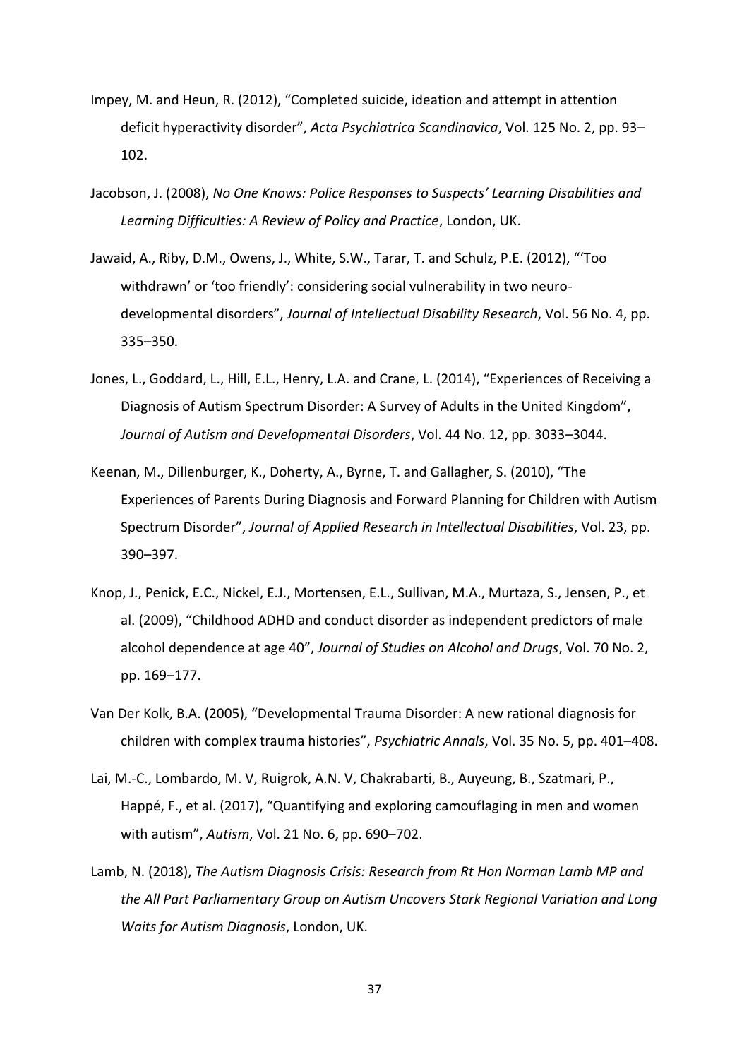Impey, M. and Heun, R. (2012), "Completed suicide, ideation and attempt in attention deficit hyperactivity disorder", *Acta Psychiatrica Scandinavica*, Vol. 125 No. 2, pp. 93–102.

Jacobson, J. (2008), *No One Knows: Police Responses to Suspects' Learning Disabilities and Learning Difficulties: A Review of Policy and Practice*, London, UK.

Jawaid, A., Riby, D.M., Owens, J., White, S.W., Tarar, T. and Schulz, P.E. (2012), "'Too withdrawn' or 'too friendly': considering social vulnerability in two neuro-developmental disorders", *Journal of Intellectual Disability Research*, Vol. 56 No. 4, pp. 335–350.

Jones, L., Goddard, L., Hill, E.L., Henry, L.A. and Crane, L. (2014), "Experiences of Receiving a Diagnosis of Autism Spectrum Disorder: A Survey of Adults in the United Kingdom", *Journal of Autism and Developmental Disorders*, Vol. 44 No. 12, pp. 3033–3044.

Keenan, M., Dillenburger, K., Doherty, A., Byrne, T. and Gallagher, S. (2010), "The Experiences of Parents During Diagnosis and Forward Planning for Children with Autism Spectrum Disorder", *Journal of Applied Research in Intellectual Disabilities*, Vol. 23, pp. 390–397.

Knop, J., Penick, E.C., Nickel, E.J., Mortensen, E.L., Sullivan, M.A., Murtaza, S., Jensen, P., et al. (2009), "Childhood ADHD and conduct disorder as independent predictors of male alcohol dependence at age 40", *Journal of Studies on Alcohol and Drugs*, Vol. 70 No. 2, pp. 169–177.

Van Der Kolk, B.A. (2005), "Developmental Trauma Disorder: A new rational diagnosis for children with complex trauma histories", *Psychiatric Annals*, Vol. 35 No. 5, pp. 401–408.

Lai, M.-C., Lombardo, M. V, Ruigrok, A.N. V, Chakrabarti, B., Auyeung, B., Szatmari, P., Happé, F., et al. (2017), "Quantifying and exploring camouflaging in men and women with autism", *Autism*, Vol. 21 No. 6, pp. 690–702.

Lamb, N. (2018), *The Autism Diagnosis Crisis: Research from Rt Hon Norman Lamb MP and the All Part Parliamentary Group on Autism Uncovers Stark Regional Variation and Long Waits for Autism Diagnosis*, London, UK.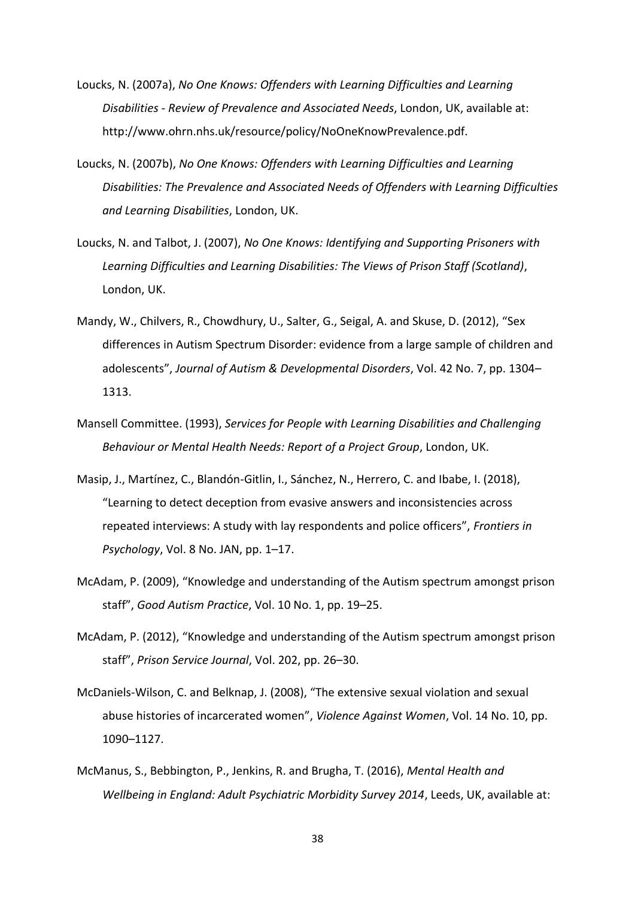Loucks, N. (2007a), *No One Knows: Offenders with Learning Difficulties and Learning Disabilities - Review of Prevalence and Associated Needs*, London, UK, available at: http://www.ohrn.nhs.uk/resource/policy/NoOneKnowPrevalence.pdf.

Loucks, N. (2007b), *No One Knows: Offenders with Learning Difficulties and Learning Disabilities: The Prevalence and Associated Needs of Offenders with Learning Difficulties and Learning Disabilities*, London, UK.

Loucks, N. and Talbot, J. (2007), *No One Knows: Identifying and Supporting Prisoners with Learning Difficulties and Learning Disabilities: The Views of Prison Staff (Scotland)*, London, UK.

Mandy, W., Chilvers, R., Chowdhury, U., Salter, G., Seigal, A. and Skuse, D. (2012), "Sex differences in Autism Spectrum Disorder: evidence from a large sample of children and adolescents", *Journal of Autism & Developmental Disorders*, Vol. 42 No. 7, pp. 1304–1313.

Mansell Committee. (1993), *Services for People with Learning Disabilities and Challenging Behaviour or Mental Health Needs: Report of a Project Group*, London, UK.

Masip, J., Martínez, C., Blandón-Gitlin, I., Sánchez, N., Herrero, C. and Ibabe, I. (2018), "Learning to detect deception from evasive answers and inconsistencies across repeated interviews: A study with lay respondents and police officers", *Frontiers in Psychology*, Vol. 8 No. JAN, pp. 1–17.

McAdam, P. (2009), "Knowledge and understanding of the Autism spectrum amongst prison staff", *Good Autism Practice*, Vol. 10 No. 1, pp. 19–25.

McAdam, P. (2012), "Knowledge and understanding of the Autism spectrum amongst prison staff", *Prison Service Journal*, Vol. 202, pp. 26–30.

McDaniels-Wilson, C. and Belknap, J. (2008), "The extensive sexual violation and sexual abuse histories of incarcerated women", *Violence Against Women*, Vol. 14 No. 10, pp. 1090–1127.

McManus, S., Bebbington, P., Jenkins, R. and Brugha, T. (2016), *Mental Health and Wellbeing in England: Adult Psychiatric Morbidity Survey 2014*, Leeds, UK, available at: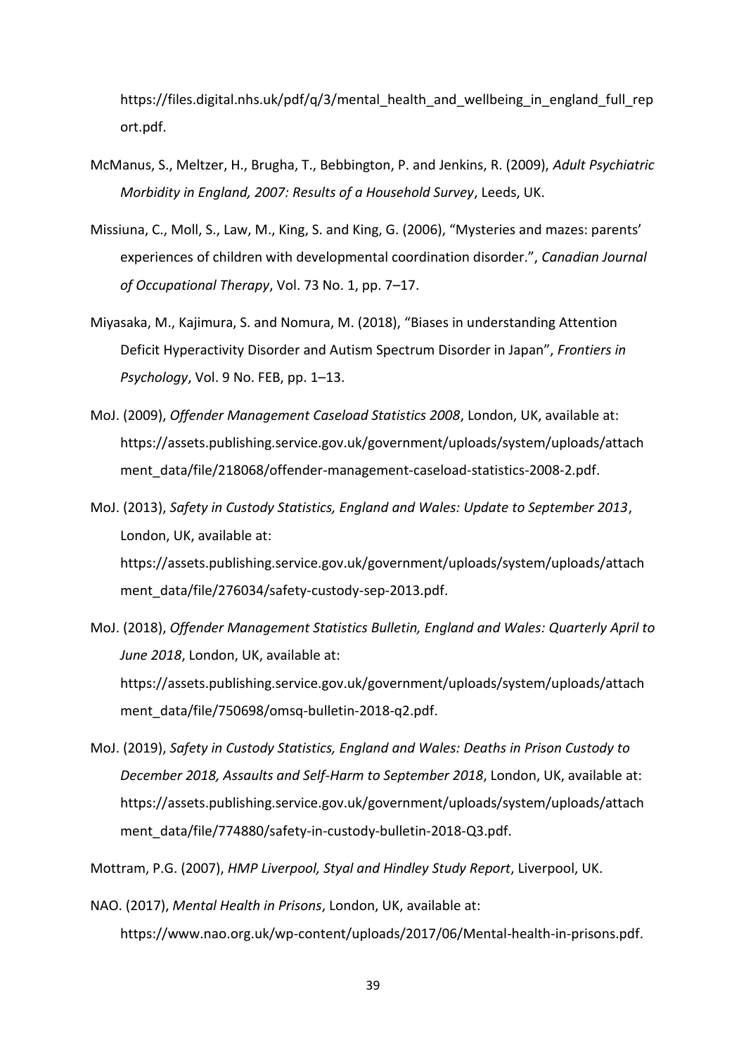https://files.digital.nhs.uk/pdf/q/3/mental_health_and_wellbeing_in_england_full_report.pdf.

McManus, S., Meltzer, H., Brugha, T., Bebbington, P. and Jenkins, R. (2009), *Adult Psychiatric Morbidity in England, 2007: Results of a Household Survey*, Leeds, UK.

Missiuna, C., Moll, S., Law, M., King, S. and King, G. (2006), "Mysteries and mazes: parents' experiences of children with developmental coordination disorder.", *Canadian Journal of Occupational Therapy*, Vol. 73 No. 1, pp. 7–17.

Miyasaka, M., Kajimura, S. and Nomura, M. (2018), "Biases in understanding Attention Deficit Hyperactivity Disorder and Autism Spectrum Disorder in Japan", *Frontiers in Psychology*, Vol. 9 No. FEB, pp. 1–13.

MoJ. (2009), *Offender Management Caseload Statistics 2008*, London, UK, available at: https://assets.publishing.service.gov.uk/government/uploads/system/uploads/attachment_data/file/218068/offender-management-caseload-statistics-2008-2.pdf.

MoJ. (2013), *Safety in Custody Statistics, England and Wales: Update to September 2013*, London, UK, available at: https://assets.publishing.service.gov.uk/government/uploads/system/uploads/attachment_data/file/276034/safety-custody-sep-2013.pdf.

MoJ. (2018), *Offender Management Statistics Bulletin, England and Wales: Quarterly April to June 2018*, London, UK, available at: https://assets.publishing.service.gov.uk/government/uploads/system/uploads/attachment_data/file/750698/omsq-bulletin-2018-q2.pdf.

MoJ. (2019), *Safety in Custody Statistics, England and Wales: Deaths in Prison Custody to December 2018, Assaults and Self-Harm to September 2018*, London, UK, available at: https://assets.publishing.service.gov.uk/government/uploads/system/uploads/attachment_data/file/774880/safety-in-custody-bulletin-2018-Q3.pdf.

Mottram, P.G. (2007), *HMP Liverpool, Styal and Hindley Study Report*, Liverpool, UK.

NAO. (2017), *Mental Health in Prisons*, London, UK, available at: https://www.nao.org.uk/wp-content/uploads/2017/06/Mental-health-in-prisons.pdf.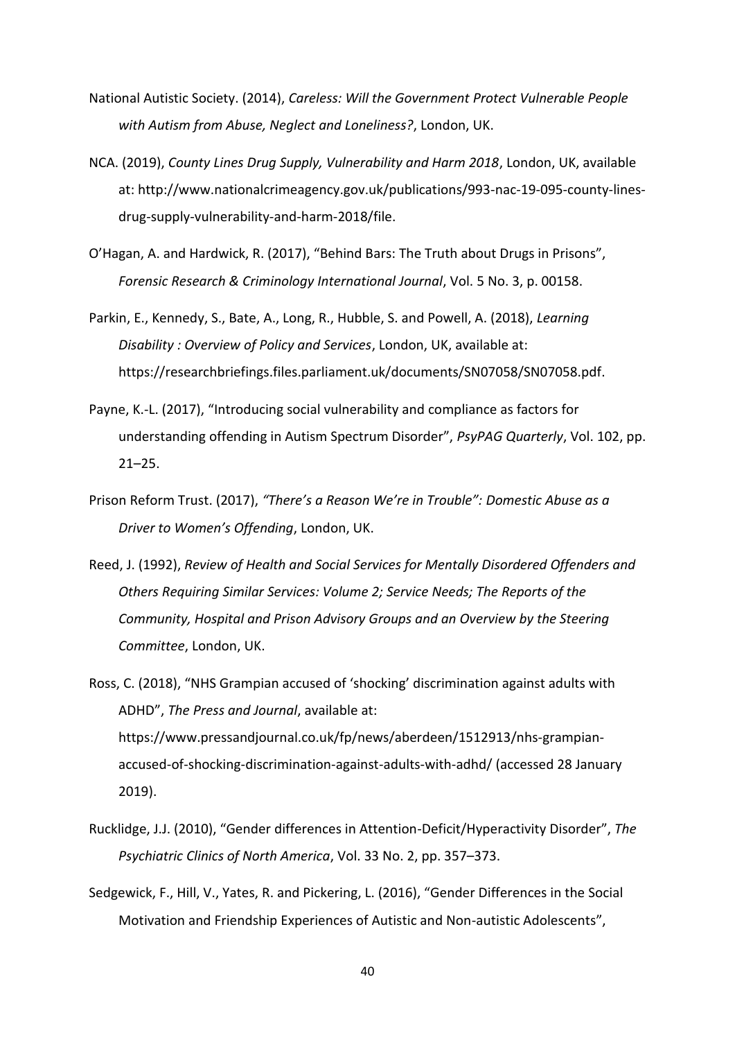National Autistic Society. (2014), *Careless: Will the Government Protect Vulnerable People with Autism from Abuse, Neglect and Loneliness?*, London, UK.

NCA. (2019), *County Lines Drug Supply, Vulnerability and Harm 2018*, London, UK, available at: http://www.nationalcrimeagency.gov.uk/publications/993-nac-19-095-county-lines-drug-supply-vulnerability-and-harm-2018/file.

O'Hagan, A. and Hardwick, R. (2017), "Behind Bars: The Truth about Drugs in Prisons", *Forensic Research & Criminology International Journal*, Vol. 5 No. 3, p. 00158.

Parkin, E., Kennedy, S., Bate, A., Long, R., Hubble, S. and Powell, A. (2018), *Learning Disability : Overview of Policy and Services*, London, UK, available at: https://researchbriefings.files.parliament.uk/documents/SN07058/SN07058.pdf.

Payne, K.-L. (2017), "Introducing social vulnerability and compliance as factors for understanding offending in Autism Spectrum Disorder", *PsyPAG Quarterly*, Vol. 102, pp. 21–25.

Prison Reform Trust. (2017), *"There's a Reason We're in Trouble": Domestic Abuse as a Driver to Women's Offending*, London, UK.

Reed, J. (1992), *Review of Health and Social Services for Mentally Disordered Offenders and Others Requiring Similar Services: Volume 2; Service Needs; The Reports of the Community, Hospital and Prison Advisory Groups and an Overview by the Steering Committee*, London, UK.

Ross, C. (2018), "NHS Grampian accused of 'shocking' discrimination against adults with ADHD", *The Press and Journal*, available at: https://www.pressandjournal.co.uk/fp/news/aberdeen/1512913/nhs-grampian-accused-of-shocking-discrimination-against-adults-with-adhd/ (accessed 28 January 2019).

Rucklidge, J.J. (2010), "Gender differences in Attention-Deficit/Hyperactivity Disorder", *The Psychiatric Clinics of North America*, Vol. 33 No. 2, pp. 357–373.

Sedgewick, F., Hill, V., Yates, R. and Pickering, L. (2016), "Gender Differences in the Social Motivation and Friendship Experiences of Autistic and Non-autistic Adolescents",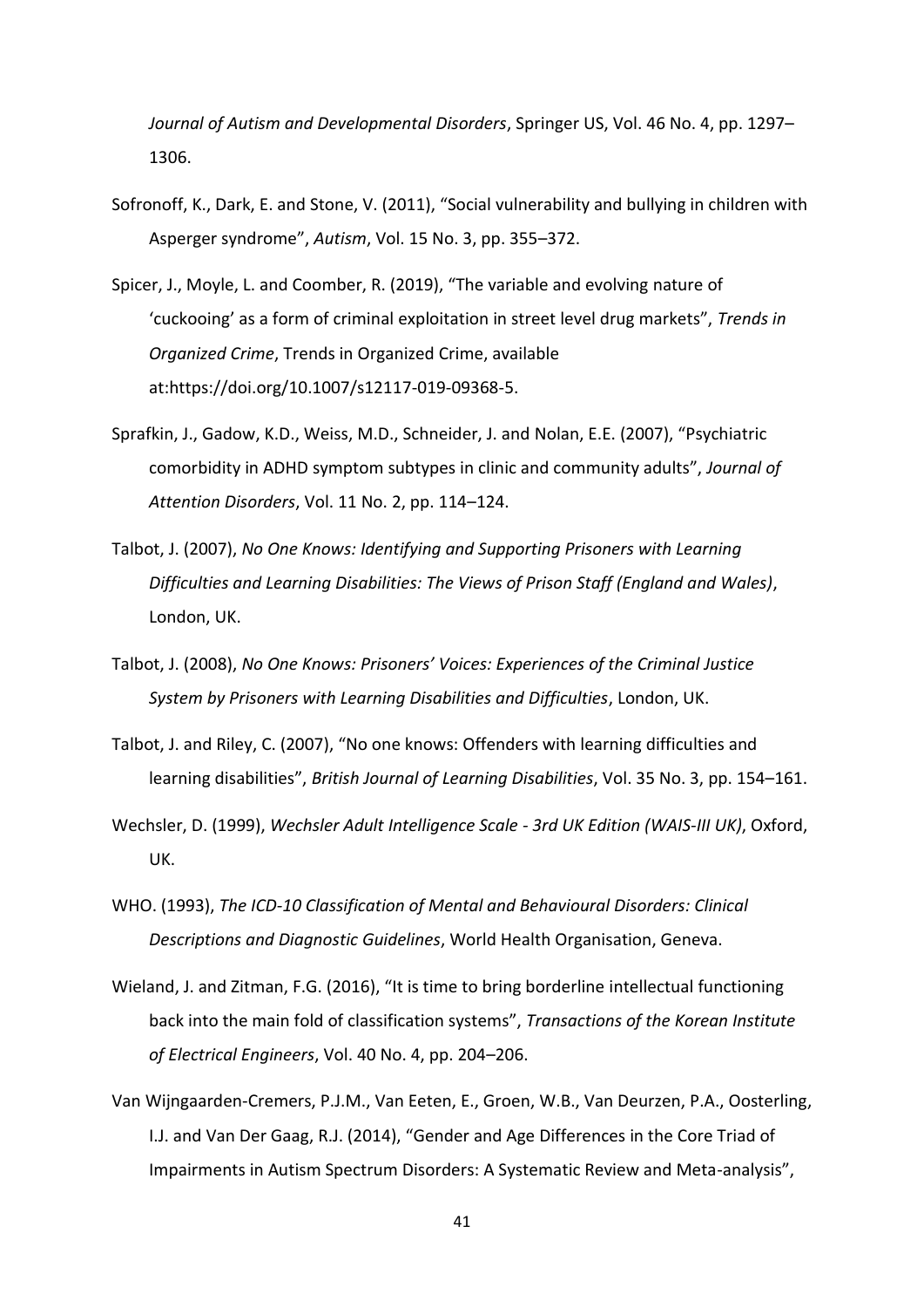*Journal of Autism and Developmental Disorders*, Springer US, Vol. 46 No. 4, pp. 1297–1306.

Sofronoff, K., Dark, E. and Stone, V. (2011), "Social vulnerability and bullying in children with Asperger syndrome", *Autism*, Vol. 15 No. 3, pp. 355–372.

Spicer, J., Moyle, L. and Coomber, R. (2019), "The variable and evolving nature of 'cuckooing' as a form of criminal exploitation in street level drug markets", *Trends in Organized Crime*, Trends in Organized Crime, available at:https://doi.org/10.1007/s12117-019-09368-5.

Sprafkin, J., Gadow, K.D., Weiss, M.D., Schneider, J. and Nolan, E.E. (2007), "Psychiatric comorbidity in ADHD symptom subtypes in clinic and community adults", *Journal of Attention Disorders*, Vol. 11 No. 2, pp. 114–124.

Talbot, J. (2007), *No One Knows: Identifying and Supporting Prisoners with Learning Difficulties and Learning Disabilities: The Views of Prison Staff (England and Wales)*, London, UK.

Talbot, J. (2008), *No One Knows: Prisoners' Voices: Experiences of the Criminal Justice System by Prisoners with Learning Disabilities and Difficulties*, London, UK.

Talbot, J. and Riley, C. (2007), "No one knows: Offenders with learning difficulties and learning disabilities", *British Journal of Learning Disabilities*, Vol. 35 No. 3, pp. 154–161.

Wechsler, D. (1999), *Wechsler Adult Intelligence Scale - 3rd UK Edition (WAIS-III UK)*, Oxford, UK.

WHO. (1993), *The ICD-10 Classification of Mental and Behavioural Disorders: Clinical Descriptions and Diagnostic Guidelines*, World Health Organisation, Geneva.

Wieland, J. and Zitman, F.G. (2016), "It is time to bring borderline intellectual functioning back into the main fold of classification systems", *Transactions of the Korean Institute of Electrical Engineers*, Vol. 40 No. 4, pp. 204–206.

Van Wijngaarden-Cremers, P.J.M., Van Eeten, E., Groen, W.B., Van Deurzen, P.A., Oosterling, I.J. and Van Der Gaag, R.J. (2014), "Gender and Age Differences in the Core Triad of Impairments in Autism Spectrum Disorders: A Systematic Review and Meta-analysis",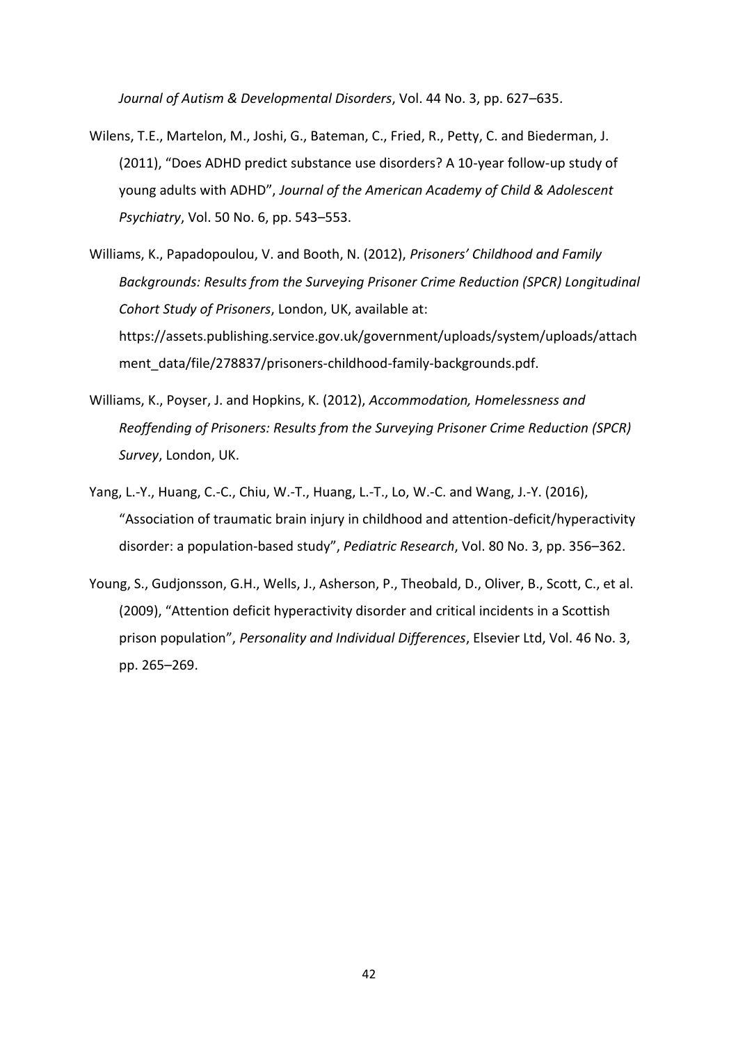*Journal of Autism & Developmental Disorders*, Vol. 44 No. 3, pp. 627–635.

Wilens, T.E., Martelon, M., Joshi, G., Bateman, C., Fried, R., Petty, C. and Biederman, J. (2011), "Does ADHD predict substance use disorders? A 10-year follow-up study of young adults with ADHD", *Journal of the American Academy of Child & Adolescent Psychiatry*, Vol. 50 No. 6, pp. 543–553.

Williams, K., Papadopoulou, V. and Booth, N. (2012), *Prisoners' Childhood and Family Backgrounds: Results from the Surveying Prisoner Crime Reduction (SPCR) Longitudinal Cohort Study of Prisoners*, London, UK, available at: https://assets.publishing.service.gov.uk/government/uploads/system/uploads/attachment_data/file/278837/prisoners-childhood-family-backgrounds.pdf.

Williams, K., Poyser, J. and Hopkins, K. (2012), *Accommodation, Homelessness and Reoffending of Prisoners: Results from the Surveying Prisoner Crime Reduction (SPCR) Survey*, London, UK.

Yang, L.-Y., Huang, C.-C., Chiu, W.-T., Huang, L.-T., Lo, W.-C. and Wang, J.-Y. (2016), "Association of traumatic brain injury in childhood and attention-deficit/hyperactivity disorder: a population-based study", *Pediatric Research*, Vol. 80 No. 3, pp. 356–362.

Young, S., Gudjonsson, G.H., Wells, J., Asherson, P., Theobald, D., Oliver, B., Scott, C., et al. (2009), "Attention deficit hyperactivity disorder and critical incidents in a Scottish prison population", *Personality and Individual Differences*, Elsevier Ltd, Vol. 46 No. 3, pp. 265–269.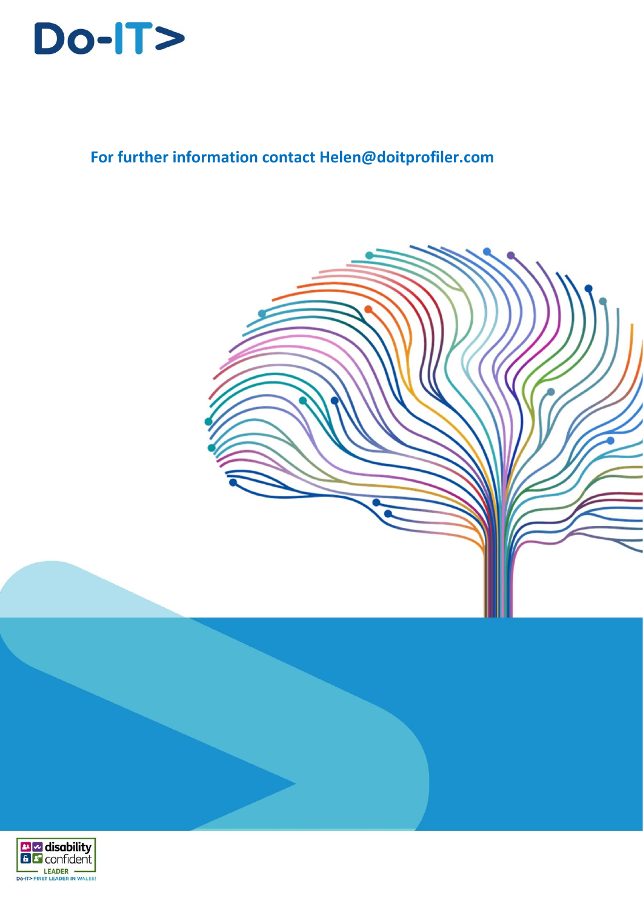# Do-IT>

**For further information contact Helen@doitprofiler.com**

disability confident
LEADER
Do-IT> FIRST LEADER IN WALES!